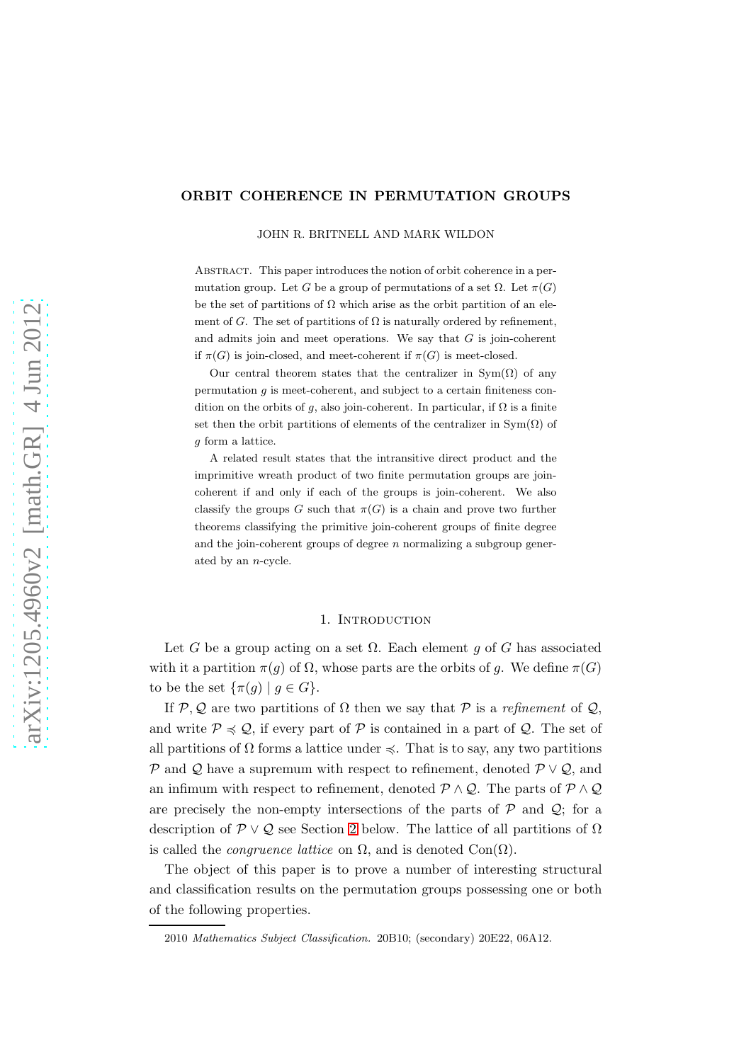# ORBIT COHERENCE IN PERMUTATION GROUPS

JOHN R. BRITNELL AND MARK WILDON

Abstract. This paper introduces the notion of orbit coherence in a permutation group. Let $G$ be a group of permutations of a set $\Omega$. Let $\pi(G)$ be the set of partitions of $\Omega$ which arise as the orbit partition of an element of $G$. The set of partitions of $\Omega$ is naturally ordered by refinement, and admits join and meet operations. We say that $G$ is join-coherent if $\pi(G)$ is join-closed, and meet-coherent if $\pi(G)$ is meet-closed.

Our central theorem states that the centralizer in $\mathrm{Sym}(\Omega)$ of any permutation $g$ is meet-coherent, and subject to a certain finiteness condition on the orbits of $g$, also join-coherent. In particular, if $\Omega$ is a finite set then the orbit partitions of elements of the centralizer in $\mathrm{Sym}(\Omega)$ of $g$ form a lattice.

A related result states that the intransitive direct product and the imprimitive wreath product of two finite permutation groups are join-coherent if and only if each of the groups is join-coherent. We also classify the groups $G$ such that $\pi(G)$ is a chain and prove two further theorems classifying the primitive join-coherent groups of finite degree and the join-coherent groups of degree $n$ normalizing a subgroup generated by an $n$-cycle.

## 1. Introduction

Let $G$ be a group acting on a set $\Omega$. Each element $g$ of $G$ has associated with it a partition $\pi(g)$ of $\Omega$, whose parts are the orbits of $g$. We define $\pi(G)$ to be the set $\{\pi(g) \mid g \in G\}$.

If $\mathcal{P}, \mathcal{Q}$ are two partitions of $\Omega$ then we say that $\mathcal{P}$ is a *refinement* of $\mathcal{Q}$, and write $\mathcal{P} \preccurlyeq \mathcal{Q}$, if every part of $\mathcal{P}$ is contained in a part of $\mathcal{Q}$. The set of all partitions of $\Omega$ forms a lattice under $\preccurlyeq$. That is to say, any two partitions $\mathcal{P}$ and $\mathcal{Q}$ have a supremum with respect to refinement, denoted $\mathcal{P} \vee \mathcal{Q}$, and an infimum with respect to refinement, denoted $\mathcal{P} \wedge \mathcal{Q}$. The parts of $\mathcal{P} \wedge \mathcal{Q}$ are precisely the non-empty intersections of the parts of $\mathcal{P}$ and $\mathcal{Q}$; for a description of $\mathcal{P} \vee \mathcal{Q}$ see Section 2 below. The lattice of all partitions of $\Omega$ is called the *congruence lattice* on $\Omega$, and is denoted $\mathrm{Con}(\Omega)$.

The object of this paper is to prove a number of interesting structural and classification results on the permutation groups possessing one or both of the following properties.

2010 *Mathematics Subject Classification.* 20B10; (secondary) 20E22, 06A12.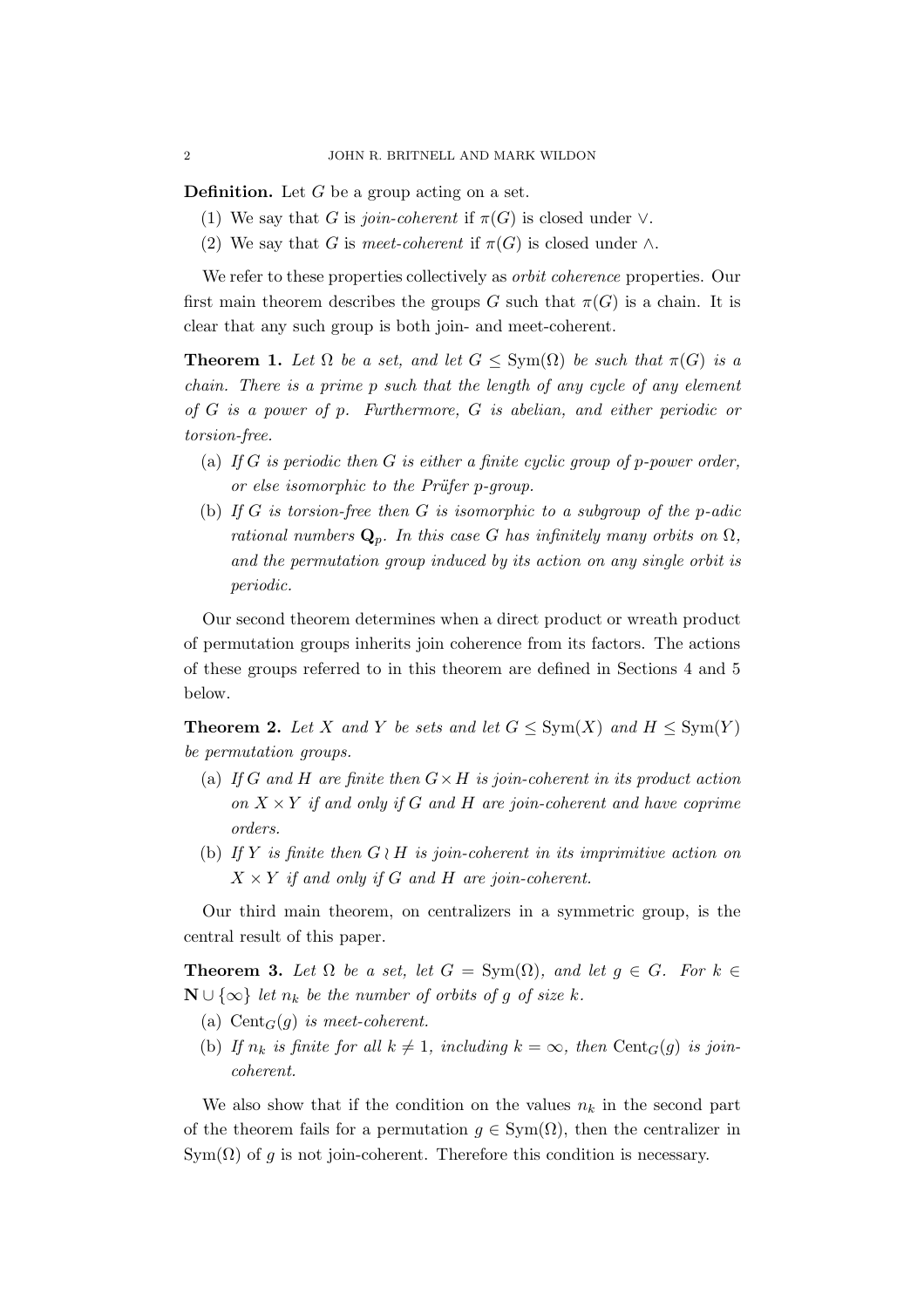**Definition.** Let $G$ be a group acting on a set.

1. We say that $G$ is *join-coherent* if $\pi(G)$ is closed under $\vee$.
2. We say that $G$ is *meet-coherent* if $\pi(G)$ is closed under $\wedge$.

We refer to these properties collectively as *orbit coherence* properties. Our first main theorem describes the groups $G$ such that $\pi(G)$ is a chain. It is clear that any such group is both join- and meet-coherent.

**Theorem 1.** *Let $\Omega$ be a set, and let $G \leq \mathrm{Sym}(\Omega)$ be such that $\pi(G)$ is a chain. There is a prime $p$ such that the length of any cycle of any element of $G$ is a power of $p$. Furthermore, $G$ is abelian, and either periodic or torsion-free.*

(a) *If $G$ is periodic then $G$ is either a finite cyclic group of $p$-power order, or else isomorphic to the Prüfer $p$-group.*

(b) *If $G$ is torsion-free then $G$ is isomorphic to a subgroup of the $p$-adic rational numbers $\mathbf{Q}_p$. In this case $G$ has infinitely many orbits on $\Omega$, and the permutation group induced by its action on any single orbit is periodic.*

Our second theorem determines when a direct product or wreath product of permutation groups inherits join coherence from its factors. The actions of these groups referred to in this theorem are defined in Sections 4 and 5 below.

**Theorem 2.** *Let $X$ and $Y$ be sets and let $G \leq \mathrm{Sym}(X)$ and $H \leq \mathrm{Sym}(Y)$ be permutation groups.*

(a) *If $G$ and $H$ are finite then $G \times H$ is join-coherent in its product action on $X \times Y$ if and only if $G$ and $H$ are join-coherent and have coprime orders.*

(b) *If $Y$ is finite then $G \wr H$ is join-coherent in its imprimitive action on $X \times Y$ if and only if $G$ and $H$ are join-coherent.*

Our third main theorem, on centralizers in a symmetric group, is the central result of this paper.

**Theorem 3.** *Let $\Omega$ be a set, let $G = \mathrm{Sym}(\Omega)$, and let $g \in G$. For $k \in \mathbf{N} \cup \{\infty\}$ let $n_k$ be the number of orbits of $g$ of size $k$.*

(a) *$\mathrm{Cent}_G(g)$ is meet-coherent.*

(b) *If $n_k$ is finite for all $k \neq 1$, including $k = \infty$, then $\mathrm{Cent}_G(g)$ is join-coherent.*

We also show that if the condition on the values $n_k$ in the second part of the theorem fails for a permutation $g \in \mathrm{Sym}(\Omega)$, then the centralizer in $\mathrm{Sym}(\Omega)$ of $g$ is not join-coherent. Therefore this condition is necessary.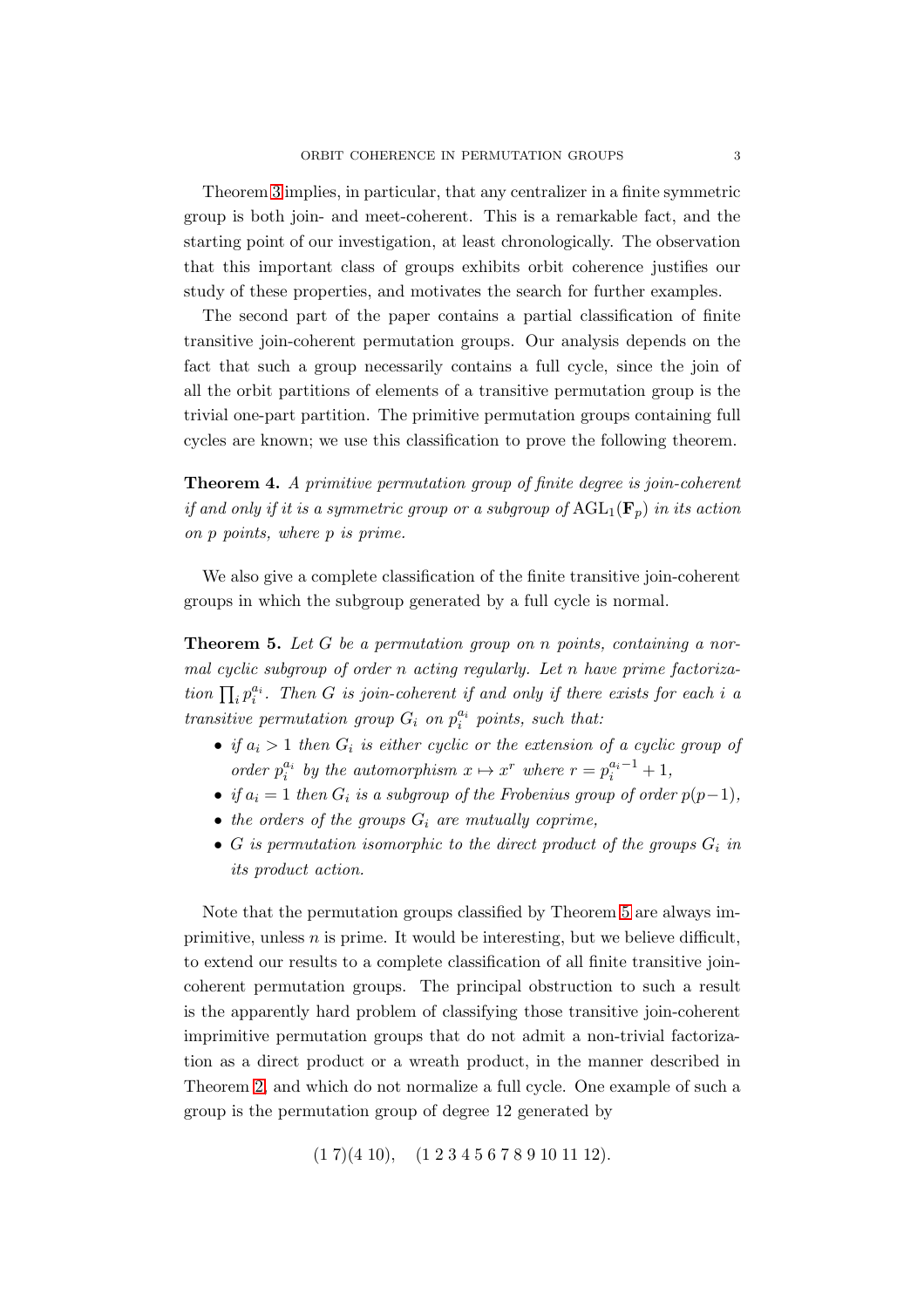Theorem 3 implies, in particular, that any centralizer in a finite symmetric group is both join- and meet-coherent. This is a remarkable fact, and the starting point of our investigation, at least chronologically. The observation that this important class of groups exhibits orbit coherence justifies our study of these properties, and motivates the search for further examples.

The second part of the paper contains a partial classification of finite transitive join-coherent permutation groups. Our analysis depends on the fact that such a group necessarily contains a full cycle, since the join of all the orbit partitions of elements of a transitive permutation group is the trivial one-part partition. The primitive permutation groups containing full cycles are known; we use this classification to prove the following theorem.

**Theorem 4.** *A primitive permutation group of finite degree is join-coherent if and only if it is a symmetric group or a subgroup of* $\mathrm{AGL}_1(\mathbf{F}_p)$ *in its action on* $p$ *points, where* $p$ *is prime.*

We also give a complete classification of the finite transitive join-coherent groups in which the subgroup generated by a full cycle is normal.

**Theorem 5.** *Let* $G$ *be a permutation group on* $n$ *points, containing a normal cyclic subgroup of order* $n$ *acting regularly. Let* $n$ *have prime factorization* $\prod_i p_i^{a_i}$*. Then* $G$ *is join-coherent if and only if there exists for each* $i$ *a transitive permutation group* $G_i$ *on* $p_i^{a_i}$ *points, such that:*

- *if* $a_i > 1$ *then* $G_i$ *is either cyclic or the extension of a cyclic group of order* $p_i^{a_i}$ *by the automorphism* $x \mapsto x^r$ *where* $r = p_i^{a_i-1} + 1$*,*
- *if* $a_i = 1$ *then* $G_i$ *is a subgroup of the Frobenius group of order* $p(p-1)$*,*
- *the orders of the groups* $G_i$ *are mutually coprime,*
- $G$ *is permutation isomorphic to the direct product of the groups* $G_i$ *in its product action.*

Note that the permutation groups classified by Theorem 5 are always imprimitive, unless $n$ is prime. It would be interesting, but we believe difficult, to extend our results to a complete classification of all finite transitive join-coherent permutation groups. The principal obstruction to such a result is the apparently hard problem of classifying those transitive join-coherent imprimitive permutation groups that do not admit a non-trivial factorization as a direct product or a wreath product, in the manner described in Theorem 2, and which do not normalize a full cycle. One example of such a group is the permutation group of degree 12 generated by

$$(1\ 7)(4\ 10), \quad (1\ 2\ 3\ 4\ 5\ 6\ 7\ 8\ 9\ 10\ 11\ 12).$$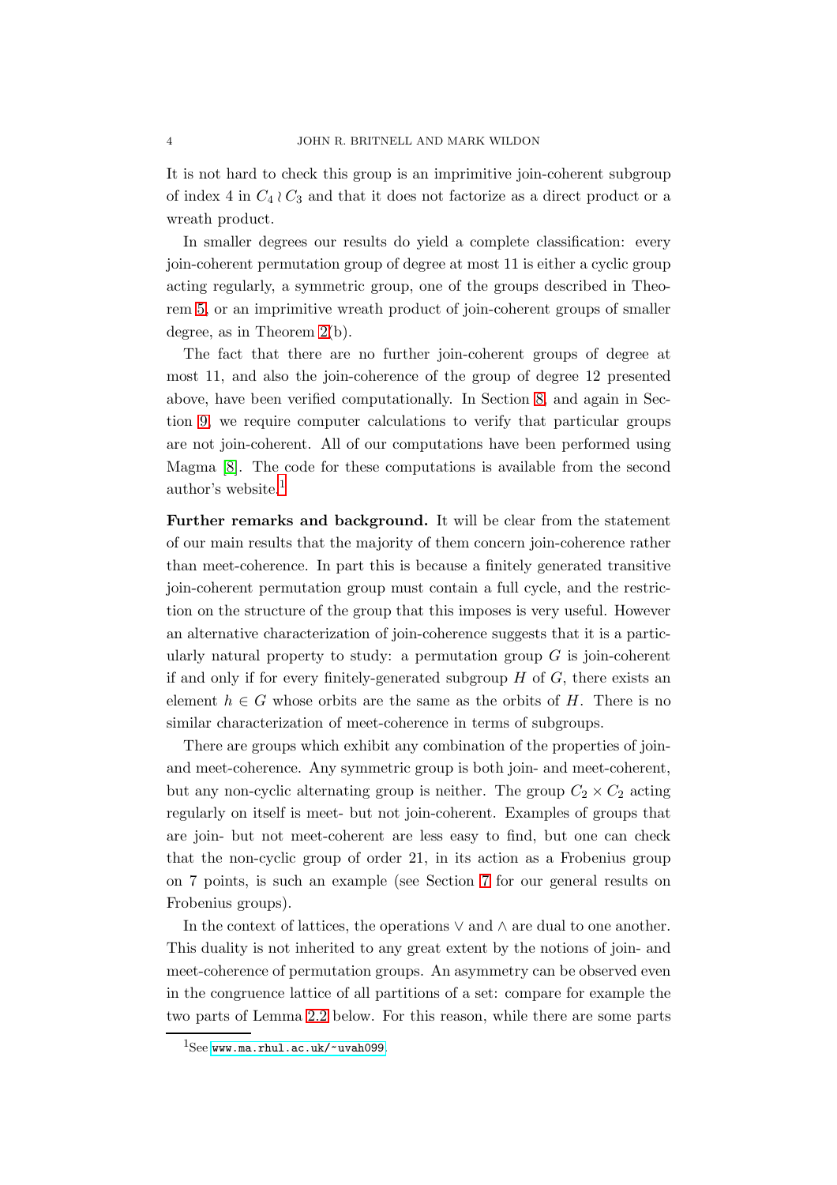It is not hard to check this group is an imprimitive join-coherent subgroup of index 4 in $C_4 \wr C_3$ and that it does not factorize as a direct product or a wreath product.

In smaller degrees our results do yield a complete classification: every join-coherent permutation group of degree at most 11 is either a cyclic group acting regularly, a symmetric group, one of the groups described in Theorem 5, or an imprimitive wreath product of join-coherent groups of smaller degree, as in Theorem 2(b).

The fact that there are no further join-coherent groups of degree at most 11, and also the join-coherence of the group of degree 12 presented above, have been verified computationally. In Section 8, and again in Section 9, we require computer calculations to verify that particular groups are not join-coherent. All of our computations have been performed using Magma [8]. The code for these computations is available from the second author's website.[1]

**Further remarks and background.** It will be clear from the statement of our main results that the majority of them concern join-coherence rather than meet-coherence. In part this is because a finitely generated transitive join-coherent permutation group must contain a full cycle, and the restriction on the structure of the group that this imposes is very useful. However an alternative characterization of join-coherence suggests that it is a particularly natural property to study: a permutation group $G$ is join-coherent if and only if for every finitely-generated subgroup $H$ of $G$, there exists an element $h \in G$ whose orbits are the same as the orbits of $H$. There is no similar characterization of meet-coherence in terms of subgroups.

There are groups which exhibit any combination of the properties of join- and meet-coherence. Any symmetric group is both join- and meet-coherent, but any non-cyclic alternating group is neither. The group $C_2 \times C_2$ acting regularly on itself is meet- but not join-coherent. Examples of groups that are join- but not meet-coherent are less easy to find, but one can check that the non-cyclic group of order 21, in its action as a Frobenius group on 7 points, is such an example (see Section 7 for our general results on Frobenius groups).

In the context of lattices, the operations $\vee$ and $\wedge$ are dual to one another. This duality is not inherited to any great extent by the notions of join- and meet-coherence of permutation groups. An asymmetry can be observed even in the congruence lattice of all partitions of a set: compare for example the two parts of Lemma 2.2 below. For this reason, while there are some parts

[1] See www.ma.rhul.ac.uk/~uvah099.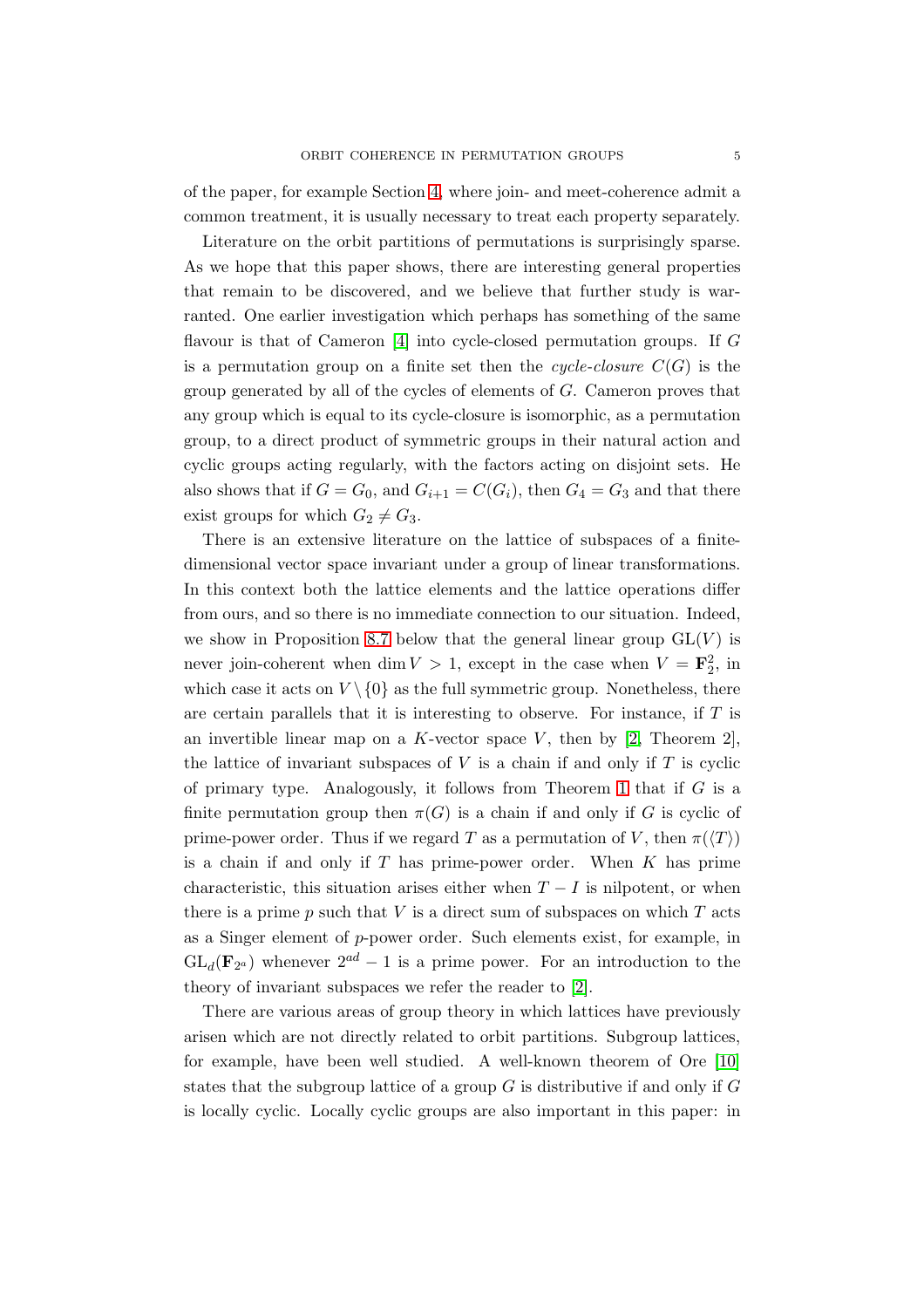of the paper, for example Section 4, where join- and meet-coherence admit a common treatment, it is usually necessary to treat each property separately.

Literature on the orbit partitions of permutations is surprisingly sparse. As we hope that this paper shows, there are interesting general properties that remain to be discovered, and we believe that further study is warranted. One earlier investigation which perhaps has something of the same flavour is that of Cameron [4] into cycle-closed permutation groups. If $G$ is a permutation group on a finite set then the *cycle-closure* $C(G)$ is the group generated by all of the cycles of elements of $G$. Cameron proves that any group which is equal to its cycle-closure is isomorphic, as a permutation group, to a direct product of symmetric groups in their natural action and cyclic groups acting regularly, with the factors acting on disjoint sets. He also shows that if $G = G_0$, and $G_{i+1} = C(G_i)$, then $G_4 = G_3$ and that there exist groups for which $G_2 \neq G_3$.

There is an extensive literature on the lattice of subspaces of a finite-dimensional vector space invariant under a group of linear transformations. In this context both the lattice elements and the lattice operations differ from ours, and so there is no immediate connection to our situation. Indeed, we show in Proposition 8.7 below that the general linear group $\mathrm{GL}(V)$ is never join-coherent when $\dim V > 1$, except in the case when $V = \mathbf{F}_2^2$, in which case it acts on $V \setminus \{0\}$ as the full symmetric group. Nonetheless, there are certain parallels that it is interesting to observe. For instance, if $T$ is an invertible linear map on a $K$-vector space $V$, then by [2, Theorem 2], the lattice of invariant subspaces of $V$ is a chain if and only if $T$ is cyclic of primary type. Analogously, it follows from Theorem 1 that if $G$ is a finite permutation group then $\pi(G)$ is a chain if and only if $G$ is cyclic of prime-power order. Thus if we regard $T$ as a permutation of $V$, then $\pi(\langle T \rangle)$ is a chain if and only if $T$ has prime-power order. When $K$ has prime characteristic, this situation arises either when $T - I$ is nilpotent, or when there is a prime $p$ such that $V$ is a direct sum of subspaces on which $T$ acts as a Singer element of $p$-power order. Such elements exist, for example, in $\mathrm{GL}_d(\mathbf{F}_{2^a})$ whenever $2^{ad} - 1$ is a prime power. For an introduction to the theory of invariant subspaces we refer the reader to [2].

There are various areas of group theory in which lattices have previously arisen which are not directly related to orbit partitions. Subgroup lattices, for example, have been well studied. A well-known theorem of Ore [10] states that the subgroup lattice of a group $G$ is distributive if and only if $G$ is locally cyclic. Locally cyclic groups are also important in this paper: in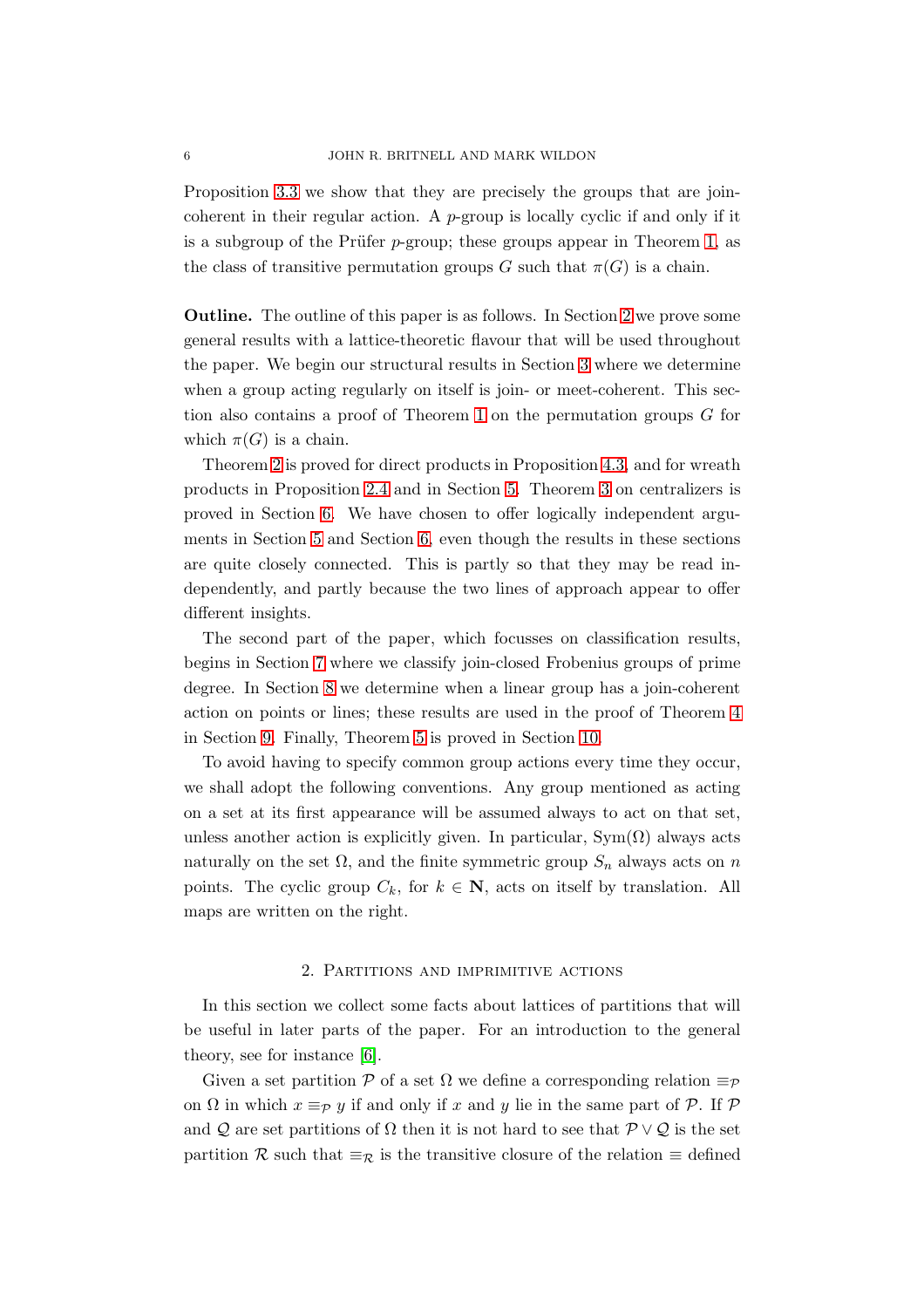Proposition 3.3 we show that they are precisely the groups that are join-coherent in their regular action. A $p$-group is locally cyclic if and only if it is a subgroup of the Prüfer $p$-group; these groups appear in Theorem 1, as the class of transitive permutation groups $G$ such that $\pi(G)$ is a chain.

**Outline.** The outline of this paper is as follows. In Section 2 we prove some general results with a lattice-theoretic flavour that will be used throughout the paper. We begin our structural results in Section 3 where we determine when a group acting regularly on itself is join- or meet-coherent. This section also contains a proof of Theorem 1 on the permutation groups $G$ for which $\pi(G)$ is a chain.

Theorem 2 is proved for direct products in Proposition 4.3, and for wreath products in Proposition 2.4 and in Section 5. Theorem 3 on centralizers is proved in Section 6. We have chosen to offer logically independent arguments in Section 5 and Section 6, even though the results in these sections are quite closely connected. This is partly so that they may be read independently, and partly because the two lines of approach appear to offer different insights.

The second part of the paper, which focusses on classification results, begins in Section 7 where we classify join-closed Frobenius groups of prime degree. In Section 8 we determine when a linear group has a join-coherent action on points or lines; these results are used in the proof of Theorem 4 in Section 9. Finally, Theorem 5 is proved in Section 10.

To avoid having to specify common group actions every time they occur, we shall adopt the following conventions. Any group mentioned as acting on a set at its first appearance will be assumed always to act on that set, unless another action is explicitly given. In particular, $\mathrm{Sym}(\Omega)$ always acts naturally on the set $\Omega$, and the finite symmetric group $S_n$ always acts on $n$ points. The cyclic group $C_k$, for $k \in \mathbf{N}$, acts on itself by translation. All maps are written on the right.

## 2. Partitions and imprimitive actions

In this section we collect some facts about lattices of partitions that will be useful in later parts of the paper. For an introduction to the general theory, see for instance [6].

Given a set partition $\mathcal{P}$ of a set $\Omega$ we define a corresponding relation $\equiv_{\mathcal{P}}$ on $\Omega$ in which $x \equiv_{\mathcal{P}} y$ if and only if $x$ and $y$ lie in the same part of $\mathcal{P}$. If $\mathcal{P}$ and $\mathcal{Q}$ are set partitions of $\Omega$ then it is not hard to see that $\mathcal{P} \vee \mathcal{Q}$ is the set partition $\mathcal{R}$ such that $\equiv_{\mathcal{R}}$ is the transitive closure of the relation $\equiv$ defined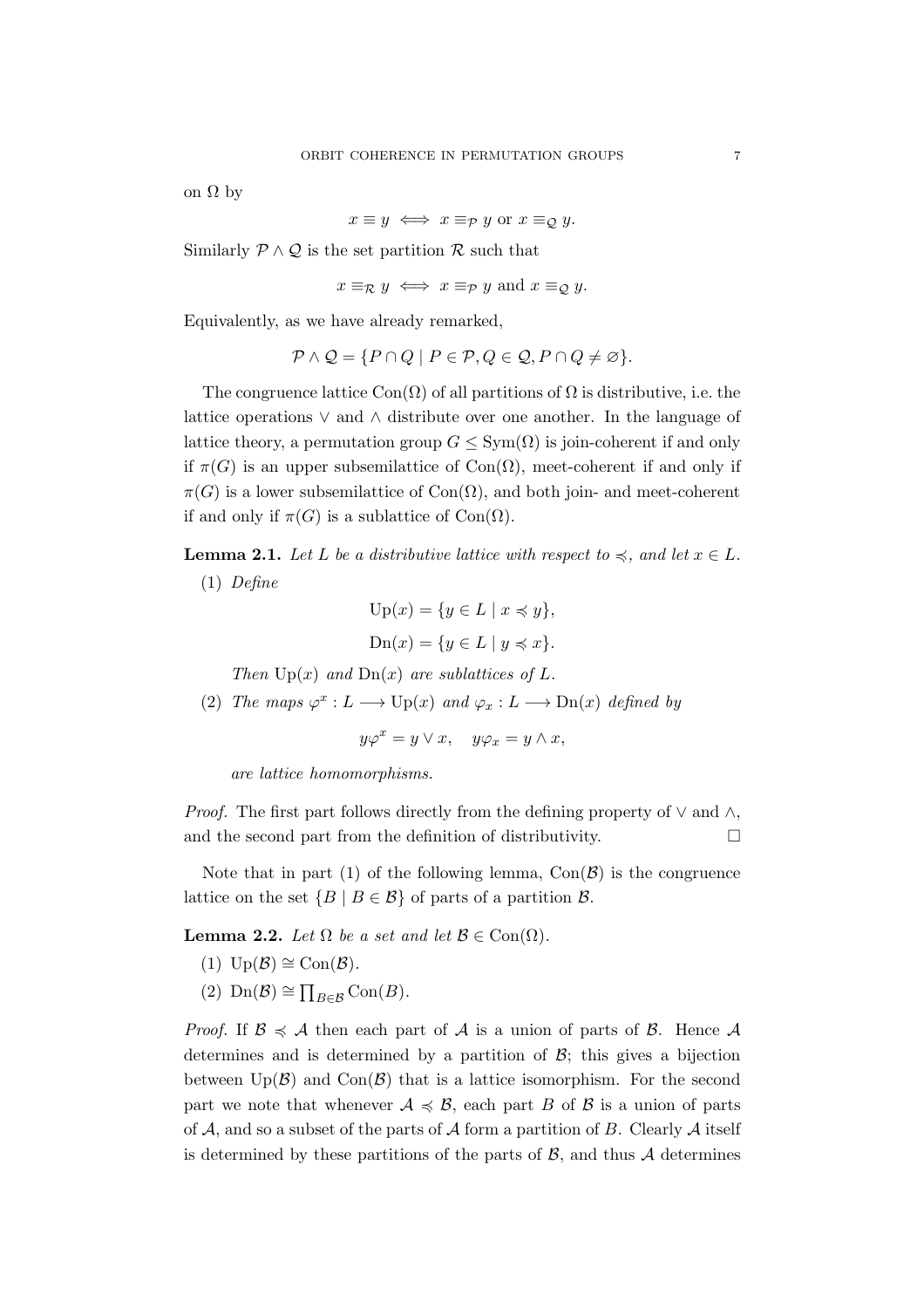on $\Omega$ by

$$x \equiv y \iff x \equiv_{\mathcal{P}} y \text{ or } x \equiv_{\mathcal{Q}} y.$$

Similarly $\mathcal{P} \wedge \mathcal{Q}$ is the set partition $\mathcal{R}$ such that

$$x \equiv_{\mathcal{R}} y \iff x \equiv_{\mathcal{P}} y \text{ and } x \equiv_{\mathcal{Q}} y.$$

Equivalently, as we have already remarked,

$$\mathcal{P} \wedge \mathcal{Q} = \{P \cap Q \mid P \in \mathcal{P}, Q \in \mathcal{Q}, P \cap Q \neq \varnothing\}.$$

The congruence lattice $\mathrm{Con}(\Omega)$ of all partitions of $\Omega$ is distributive, i.e. the lattice operations $\vee$ and $\wedge$ distribute over one another. In the language of lattice theory, a permutation group $G \leq \mathrm{Sym}(\Omega)$ is join-coherent if and only if $\pi(G)$ is an upper subsemilattice of $\mathrm{Con}(\Omega)$, meet-coherent if and only if $\pi(G)$ is a lower subsemilattice of $\mathrm{Con}(\Omega)$, and both join- and meet-coherent if and only if $\pi(G)$ is a sublattice of $\mathrm{Con}(\Omega)$.

**Lemma 2.1.** *Let $L$ be a distributive lattice with respect to $\preccurlyeq$, and let $x \in L$.*

(1) *Define*

$$\mathrm{Up}(x) = \{y \in L \mid x \preccurlyeq y\},$$

$$\mathrm{Dn}(x) = \{y \in L \mid y \preccurlyeq x\}.$$

*Then $\mathrm{Up}(x)$ and $\mathrm{Dn}(x)$ are sublattices of $L$.*

(2) *The maps $\varphi^x : L \longrightarrow \mathrm{Up}(x)$ and $\varphi_x : L \longrightarrow \mathrm{Dn}(x)$ defined by*

$$y\varphi^x = y \vee x, \quad y\varphi_x = y \wedge x,$$

*are lattice homomorphisms.*

*Proof.* The first part follows directly from the defining property of $\vee$ and $\wedge$, and the second part from the definition of distributivity. $\square$

Note that in part (1) of the following lemma, $\mathrm{Con}(\mathcal{B})$ is the congruence lattice on the set $\{B \mid B \in \mathcal{B}\}$ of parts of a partition $\mathcal{B}$.

**Lemma 2.2.** *Let $\Omega$ be a set and let $\mathcal{B} \in \mathrm{Con}(\Omega)$.*

(1) $\mathrm{Up}(\mathcal{B}) \cong \mathrm{Con}(\mathcal{B})$.

(2) $\mathrm{Dn}(\mathcal{B}) \cong \prod_{B \in \mathcal{B}} \mathrm{Con}(B)$.

*Proof.* If $\mathcal{B} \preccurlyeq \mathcal{A}$ then each part of $\mathcal{A}$ is a union of parts of $\mathcal{B}$. Hence $\mathcal{A}$ determines and is determined by a partition of $\mathcal{B}$; this gives a bijection between $\mathrm{Up}(\mathcal{B})$ and $\mathrm{Con}(\mathcal{B})$ that is a lattice isomorphism. For the second part we note that whenever $\mathcal{A} \preccurlyeq \mathcal{B}$, each part $B$ of $\mathcal{B}$ is a union of parts of $\mathcal{A}$, and so a subset of the parts of $\mathcal{A}$ form a partition of $B$. Clearly $\mathcal{A}$ itself is determined by these partitions of the parts of $\mathcal{B}$, and thus $\mathcal{A}$ determines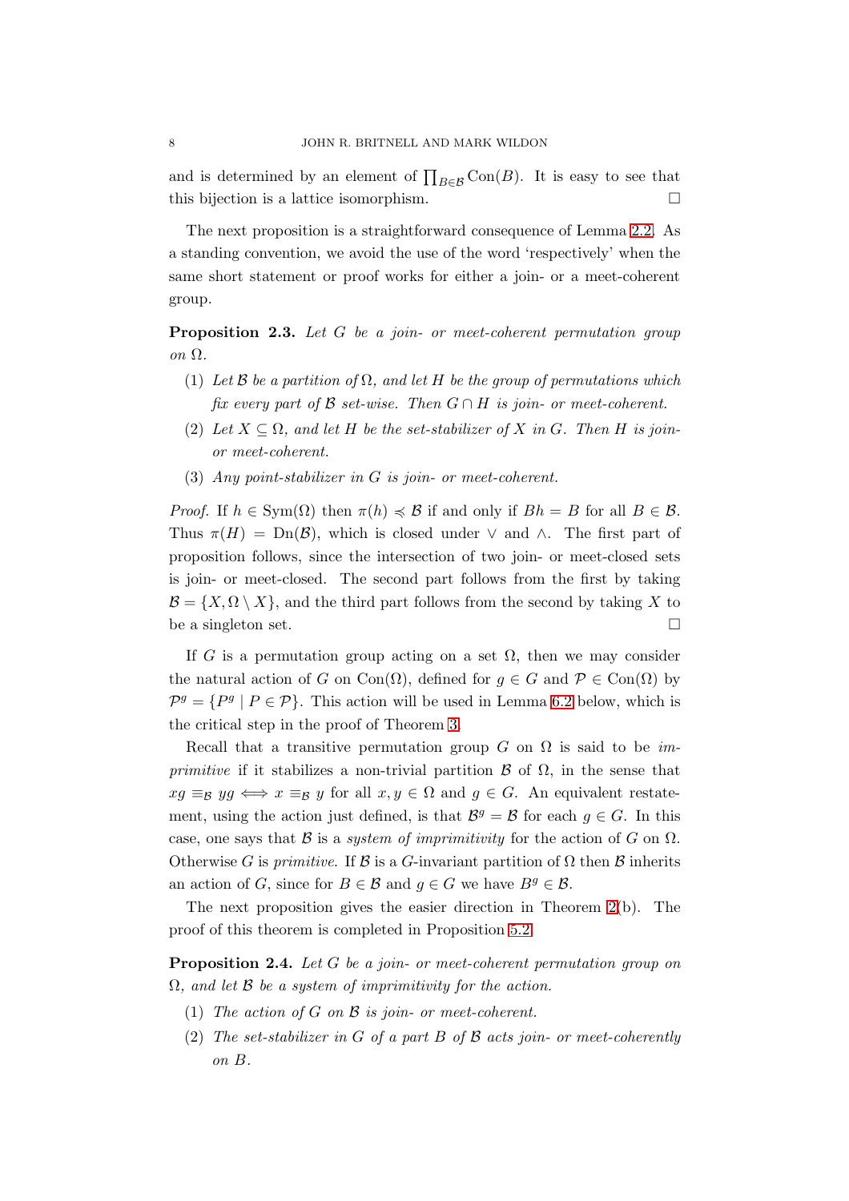and is determined by an element of $\prod_{B \in \mathcal{B}} \mathrm{Con}(B)$. It is easy to see that this bijection is a lattice isomorphism. $\square$

The next proposition is a straightforward consequence of Lemma 2.2. As a standing convention, we avoid the use of the word 'respectively' when the same short statement or proof works for either a join- or a meet-coherent group.

**Proposition 2.3.** *Let $G$ be a join- or meet-coherent permutation group on $\Omega$.*

1. *Let $\mathcal{B}$ be a partition of $\Omega$, and let $H$ be the group of permutations which fix every part of $\mathcal{B}$ set-wise. Then $G \cap H$ is join- or meet-coherent.*
2. *Let $X \subseteq \Omega$, and let $H$ be the set-stabilizer of $X$ in $G$. Then $H$ is join- or meet-coherent.*
3. *Any point-stabilizer in $G$ is join- or meet-coherent.*

*Proof.* If $h \in \mathrm{Sym}(\Omega)$ then $\pi(h) \preccurlyeq \mathcal{B}$ if and only if $Bh = B$ for all $B \in \mathcal{B}$. Thus $\pi(H) = \mathrm{Dn}(\mathcal{B})$, which is closed under $\vee$ and $\wedge$. The first part of proposition follows, since the intersection of two join- or meet-closed sets is join- or meet-closed. The second part follows from the first by taking $\mathcal{B} = \{X, \Omega \setminus X\}$, and the third part follows from the second by taking $X$ to be a singleton set. $\square$

If $G$ is a permutation group acting on a set $\Omega$, then we may consider the natural action of $G$ on $\mathrm{Con}(\Omega)$, defined for $g \in G$ and $\mathcal{P} \in \mathrm{Con}(\Omega)$ by $\mathcal{P}^g = \{P^g \mid P \in \mathcal{P}\}$. This action will be used in Lemma 6.2 below, which is the critical step in the proof of Theorem 3.

Recall that a transitive permutation group $G$ on $\Omega$ is said to be *imprimitive* if it stabilizes a non-trivial partition $\mathcal{B}$ of $\Omega$, in the sense that $xg \equiv_{\mathcal{B}} yg \iff x \equiv_{\mathcal{B}} y$ for all $x, y \in \Omega$ and $g \in G$. An equivalent restatement, using the action just defined, is that $\mathcal{B}^g = \mathcal{B}$ for each $g \in G$. In this case, one says that $\mathcal{B}$ is a *system of imprimitivity* for the action of $G$ on $\Omega$. Otherwise $G$ is *primitive*. If $\mathcal{B}$ is a $G$-invariant partition of $\Omega$ then $\mathcal{B}$ inherits an action of $G$, since for $B \in \mathcal{B}$ and $g \in G$ we have $B^g \in \mathcal{B}$.

The next proposition gives the easier direction in Theorem 2(b). The proof of this theorem is completed in Proposition 5.2.

**Proposition 2.4.** *Let $G$ be a join- or meet-coherent permutation group on $\Omega$, and let $\mathcal{B}$ be a system of imprimitivity for the action.*

1. *The action of $G$ on $\mathcal{B}$ is join- or meet-coherent.*
2. *The set-stabilizer in $G$ of a part $B$ of $\mathcal{B}$ acts join- or meet-coherently on $B$.*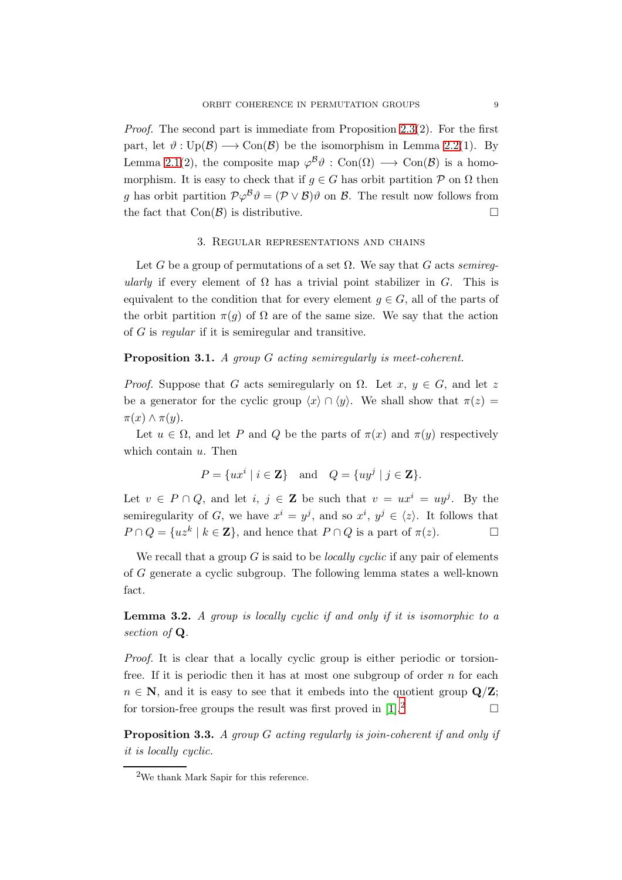*Proof.* The second part is immediate from Proposition 2.3(2). For the first part, let $\vartheta : \mathrm{Up}(\mathcal{B}) \longrightarrow \mathrm{Con}(\mathcal{B})$ be the isomorphism in Lemma 2.2(1). By Lemma 2.1(2), the composite map $\varphi^{\mathcal{B}}\vartheta : \mathrm{Con}(\Omega) \longrightarrow \mathrm{Con}(\mathcal{B})$ is a homomorphism. It is easy to check that if $g \in G$ has orbit partition $\mathcal{P}$ on $\Omega$ then $g$ has orbit partition $\mathcal{P}\varphi^{\mathcal{B}}\vartheta = (\mathcal{P} \vee \mathcal{B})\vartheta$ on $\mathcal{B}$. The result now follows from the fact that $\mathrm{Con}(\mathcal{B})$ is distributive. □

## 3. Regular representations and chains

Let $G$ be a group of permutations of a set $\Omega$. We say that $G$ acts *semiregularly* if every element of $\Omega$ has a trivial point stabilizer in $G$. This is equivalent to the condition that for every element $g \in G$, all of the parts of the orbit partition $\pi(g)$ of $\Omega$ are of the same size. We say that the action of $G$ is *regular* if it is semiregular and transitive.

**Proposition 3.1.** *A group $G$ acting semiregularly is meet-coherent.*

*Proof.* Suppose that $G$ acts semiregularly on $\Omega$. Let $x$, $y \in G$, and let $z$ be a generator for the cyclic group $\langle x \rangle \cap \langle y \rangle$. We shall show that $\pi(z) = \pi(x) \wedge \pi(y)$.

Let $u \in \Omega$, and let $P$ and $Q$ be the parts of $\pi(x)$ and $\pi(y)$ respectively which contain $u$. Then

$$P = \{ux^i \mid i \in \mathbf{Z}\} \quad \text{and} \quad Q = \{uy^j \mid j \in \mathbf{Z}\}.$$

Let $v \in P \cap Q$, and let $i$, $j \in \mathbf{Z}$ be such that $v = ux^i = uy^j$. By the semiregularity of $G$, we have $x^i = y^j$, and so $x^i$, $y^j \in \langle z \rangle$. It follows that $P \cap Q = \{uz^k \mid k \in \mathbf{Z}\}$, and hence that $P \cap Q$ is a part of $\pi(z)$. □

We recall that a group $G$ is said to be *locally cyclic* if any pair of elements of $G$ generate a cyclic subgroup. The following lemma states a well-known fact.

**Lemma 3.2.** *A group is locally cyclic if and only if it is isomorphic to a section of $\mathbf{Q}$.*

*Proof.* It is clear that a locally cyclic group is either periodic or torsion-free. If it is periodic then it has at most one subgroup of order $n$ for each $n \in \mathbf{N}$, and it is easy to see that it embeds into the quotient group $\mathbf{Q}/\mathbf{Z}$; for torsion-free groups the result was first proved in [1].[2] □

**Proposition 3.3.** *A group $G$ acting regularly is join-coherent if and only if it is locally cyclic.*

[2] We thank Mark Sapir for this reference.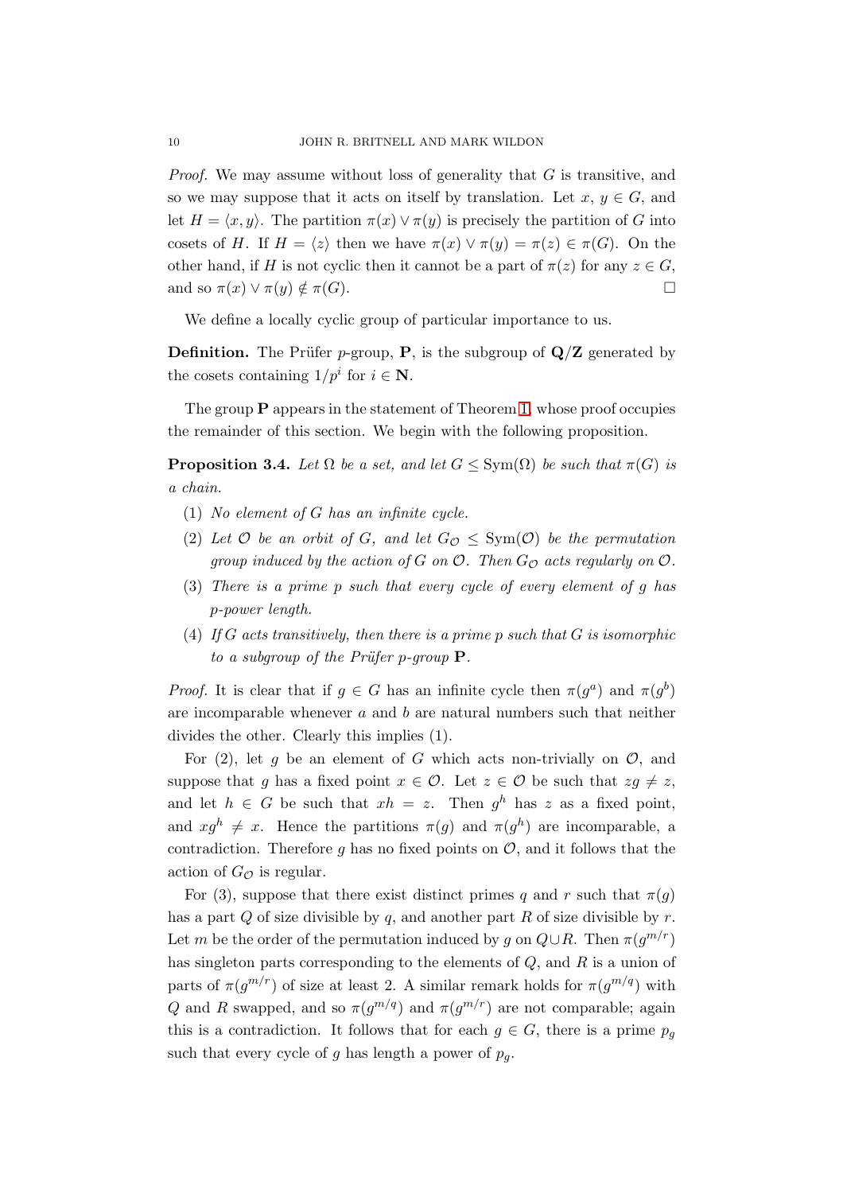*Proof.* We may assume without loss of generality that $G$ is transitive, and so we may suppose that it acts on itself by translation. Let $x$, $y \in G$, and let $H = \langle x, y \rangle$. The partition $\pi(x) \vee \pi(y)$ is precisely the partition of $G$ into cosets of $H$. If $H = \langle z \rangle$ then we have $\pi(x) \vee \pi(y) = \pi(z) \in \pi(G)$. On the other hand, if $H$ is not cyclic then it cannot be a part of $\pi(z)$ for any $z \in G$, and so $\pi(x) \vee \pi(y) \notin \pi(G)$. □

We define a locally cyclic group of particular importance to us.

**Definition.** The Prüfer $p$-group, $\mathbf{P}$, is the subgroup of $\mathbf{Q}/\mathbf{Z}$ generated by the cosets containing $1/p^i$ for $i \in \mathbf{N}$.

The group $\mathbf{P}$ appears in the statement of Theorem 1, whose proof occupies the remainder of this section. We begin with the following proposition.

**Proposition 3.4.** *Let $\Omega$ be a set, and let $G \leq \mathrm{Sym}(\Omega)$ be such that $\pi(G)$ is a chain.*

1. *No element of $G$ has an infinite cycle.*
2. *Let $\mathcal{O}$ be an orbit of $G$, and let $G_{\mathcal{O}} \leq \mathrm{Sym}(\mathcal{O})$ be the permutation group induced by the action of $G$ on $\mathcal{O}$. Then $G_{\mathcal{O}}$ acts regularly on $\mathcal{O}$.*
3. *There is a prime $p$ such that every cycle of every element of $g$ has $p$-power length.*
4. *If $G$ acts transitively, then there is a prime $p$ such that $G$ is isomorphic to a subgroup of the Prüfer $p$-group $\mathbf{P}$.*

*Proof.* It is clear that if $g \in G$ has an infinite cycle then $\pi(g^a)$ and $\pi(g^b)$ are incomparable whenever $a$ and $b$ are natural numbers such that neither divides the other. Clearly this implies (1).

For (2), let $g$ be an element of $G$ which acts non-trivially on $\mathcal{O}$, and suppose that $g$ has a fixed point $x \in \mathcal{O}$. Let $z \in \mathcal{O}$ be such that $zg \neq z$, and let $h \in G$ be such that $xh = z$. Then $g^h$ has $z$ as a fixed point, and $xg^h \neq x$. Hence the partitions $\pi(g)$ and $\pi(g^h)$ are incomparable, a contradiction. Therefore $g$ has no fixed points on $\mathcal{O}$, and it follows that the action of $G_{\mathcal{O}}$ is regular.

For (3), suppose that there exist distinct primes $q$ and $r$ such that $\pi(g)$ has a part $Q$ of size divisible by $q$, and another part $R$ of size divisible by $r$. Let $m$ be the order of the permutation induced by $g$ on $Q \cup R$. Then $\pi(g^{m/r})$ has singleton parts corresponding to the elements of $Q$, and $R$ is a union of parts of $\pi(g^{m/r})$ of size at least 2. A similar remark holds for $\pi(g^{m/q})$ with $Q$ and $R$ swapped, and so $\pi(g^{m/q})$ and $\pi(g^{m/r})$ are not comparable; again this is a contradiction. It follows that for each $g \in G$, there is a prime $p_g$ such that every cycle of $g$ has length a power of $p_g$.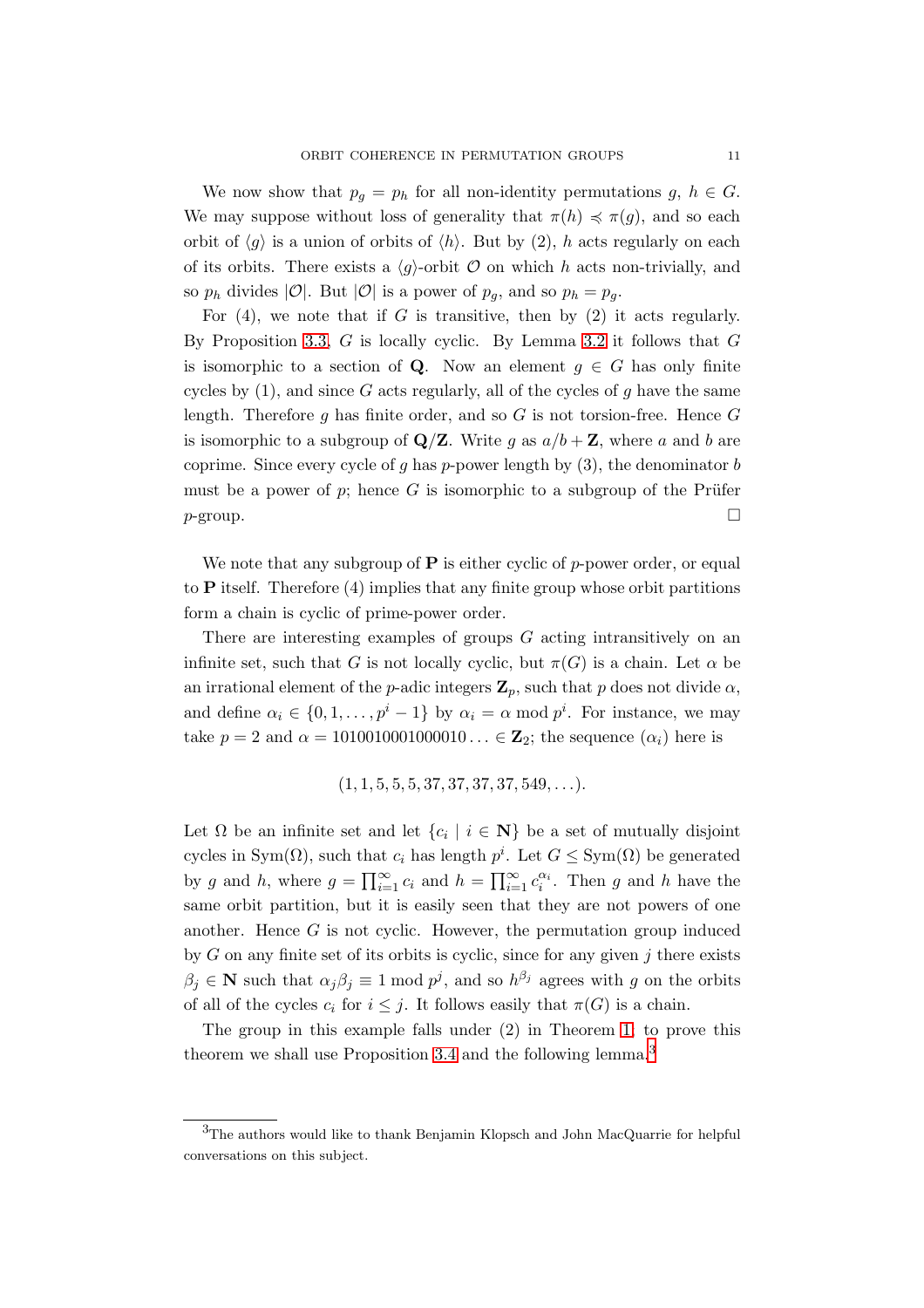We now show that $p_g = p_h$ for all non-identity permutations $g, h \in G$. We may suppose without loss of generality that $\pi(h) \preccurlyeq \pi(g)$, and so each orbit of $\langle g \rangle$ is a union of orbits of $\langle h \rangle$. But by (2), $h$ acts regularly on each of its orbits. There exists a $\langle g \rangle$-orbit $\mathcal{O}$ on which $h$ acts non-trivially, and so $p_h$ divides $|\mathcal{O}|$. But $|\mathcal{O}|$ is a power of $p_g$, and so $p_h = p_g$.

For (4), we note that if $G$ is transitive, then by (2) it acts regularly. By Proposition 3.3, $G$ is locally cyclic. By Lemma 3.2 it follows that $G$ is isomorphic to a section of $\mathbf{Q}$. Now an element $g \in G$ has only finite cycles by (1), and since $G$ acts regularly, all of the cycles of $g$ have the same length. Therefore $g$ has finite order, and so $G$ is not torsion-free. Hence $G$ is isomorphic to a subgroup of $\mathbf{Q}/\mathbf{Z}$. Write $g$ as $a/b + \mathbf{Z}$, where $a$ and $b$ are coprime. Since every cycle of $g$ has $p$-power length by (3), the denominator $b$ must be a power of $p$; hence $G$ is isomorphic to a subgroup of the Prüfer $p$-group. □

We note that any subgroup of $\mathbf{P}$ is either cyclic of $p$-power order, or equal to $\mathbf{P}$ itself. Therefore (4) implies that any finite group whose orbit partitions form a chain is cyclic of prime-power order.

There are interesting examples of groups $G$ acting intransitively on an infinite set, such that $G$ is not locally cyclic, but $\pi(G)$ is a chain. Let $\alpha$ be an irrational element of the $p$-adic integers $\mathbf{Z}_p$, such that $p$ does not divide $\alpha$, and define $\alpha_i \in \{0, 1, \ldots, p^i - 1\}$ by $\alpha_i = \alpha \bmod p^i$. For instance, we may take $p = 2$ and $\alpha = 1010010001000010\ldots \in \mathbf{Z}_2$; the sequence $(\alpha_i)$ here is

$$(1, 1, 5, 5, 5, 37, 37, 37, 37, 549, \ldots).$$

Let $\Omega$ be an infinite set and let $\{c_i \mid i \in \mathbf{N}\}$ be a set of mutually disjoint cycles in $\mathrm{Sym}(\Omega)$, such that $c_i$ has length $p^i$. Let $G \leq \mathrm{Sym}(\Omega)$ be generated by $g$ and $h$, where $g = \prod_{i=1}^{\infty} c_i$ and $h = \prod_{i=1}^{\infty} c_i^{\alpha_i}$. Then $g$ and $h$ have the same orbit partition, but it is easily seen that they are not powers of one another. Hence $G$ is not cyclic. However, the permutation group induced by $G$ on any finite set of its orbits is cyclic, since for any given $j$ there exists $\beta_j \in \mathbf{N}$ such that $\alpha_j \beta_j \equiv 1 \bmod p^j$, and so $h^{\beta_j}$ agrees with $g$ on the orbits of all of the cycles $c_i$ for $i \leq j$. It follows easily that $\pi(G)$ is a chain.

The group in this example falls under (2) in Theorem 1; to prove this theorem we shall use Proposition 3.4 and the following lemma.[3]

[3]The authors would like to thank Benjamin Klopsch and John MacQuarrie for helpful conversations on this subject.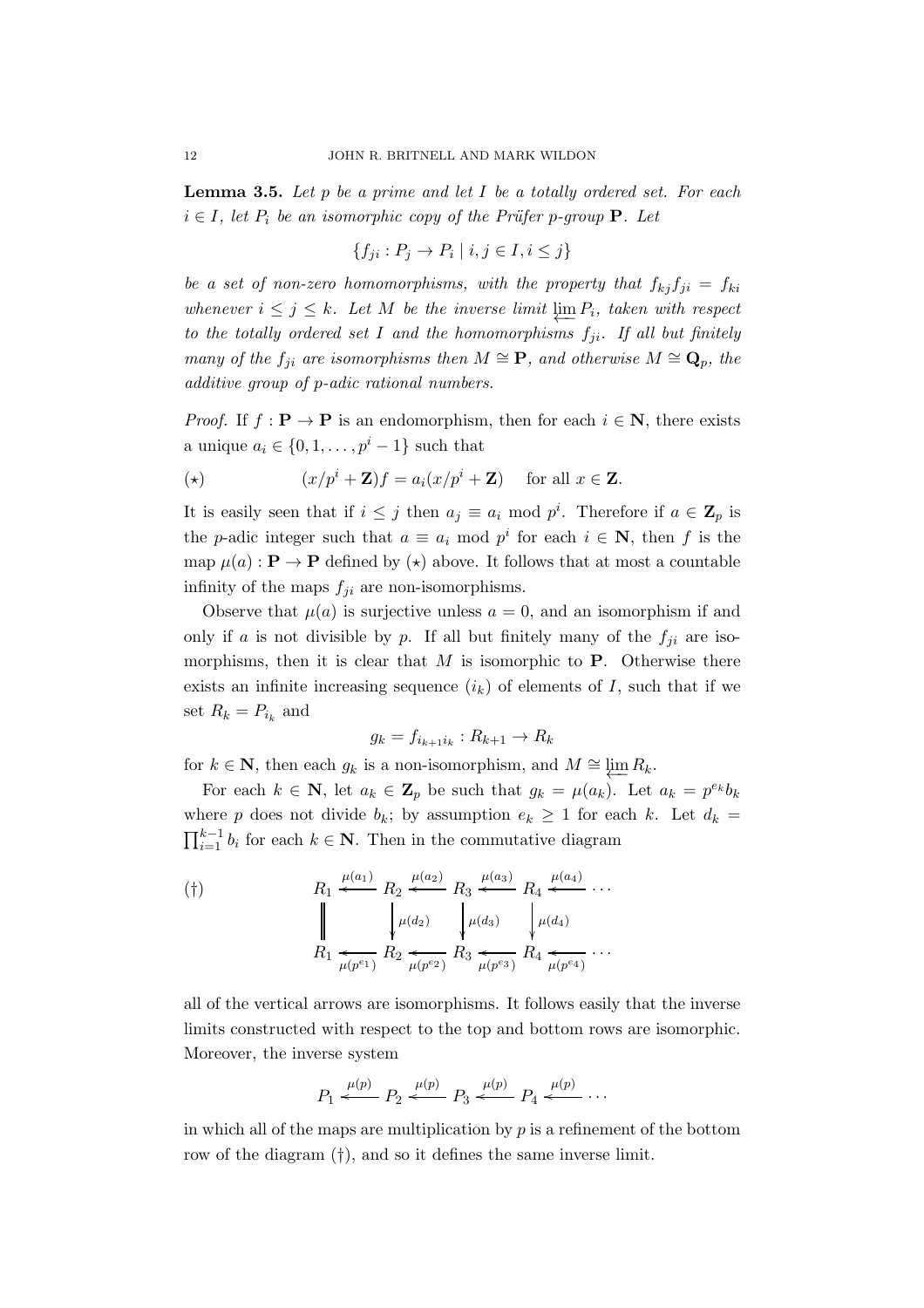**Lemma 3.5.** *Let $p$ be a prime and let $I$ be a totally ordered set. For each $i \in I$, let $P_i$ be an isomorphic copy of the Prüfer $p$-group $\mathbf{P}$. Let*

$$\{f_{ji} : P_j \to P_i \mid i, j \in I, i \leq j\}$$

*be a set of non-zero homomorphisms, with the property that $f_{kj}f_{ji} = f_{ki}$ whenever $i \leq j \leq k$. Let $M$ be the inverse limit $\varprojlim P_i$, taken with respect to the totally ordered set $I$ and the homomorphisms $f_{ji}$. If all but finitely many of the $f_{ji}$ are isomorphisms then $M \cong \mathbf{P}$, and otherwise $M \cong \mathbf{Q}_p$, the additive group of $p$-adic rational numbers.*

*Proof.* If $f : \mathbf{P} \to \mathbf{P}$ is an endomorphism, then for each $i \in \mathbf{N}$, there exists a unique $a_i \in \{0, 1, \ldots, p^i - 1\}$ such that

$$(\star) \qquad (x/p^i + \mathbf{Z})f = a_i(x/p^i + \mathbf{Z}) \quad \text{for all } x \in \mathbf{Z}.$$

It is easily seen that if $i \leq j$ then $a_j \equiv a_i \bmod p^i$. Therefore if $a \in \mathbf{Z}_p$ is the $p$-adic integer such that $a \equiv a_i \bmod p^i$ for each $i \in \mathbf{N}$, then $f$ is the map $\mu(a) : \mathbf{P} \to \mathbf{P}$ defined by $(\star)$ above. It follows that at most a countable infinity of the maps $f_{ji}$ are non-isomorphisms.

Observe that $\mu(a)$ is surjective unless $a = 0$, and an isomorphism if and only if $a$ is not divisible by $p$. If all but finitely many of the $f_{ji}$ are isomorphisms, then it is clear that $M$ is isomorphic to $\mathbf{P}$. Otherwise there exists an infinite increasing sequence $(i_k)$ of elements of $I$, such that if we set $R_k = P_{i_k}$ and

$$g_k = f_{i_{k+1}i_k} : R_{k+1} \to R_k$$

for $k \in \mathbf{N}$, then each $g_k$ is a non-isomorphism, and $M \cong \varprojlim R_k$.

For each $k \in \mathbf{N}$, let $a_k \in \mathbf{Z}_p$ be such that $g_k = \mu(a_k)$. Let $a_k = p^{e_k}b_k$ where $p$ does not divide $b_k$; by assumption $e_k \geq 1$ for each $k$. Let $d_k = \prod_{i=1}^{k-1} b_i$ for each $k \in \mathbf{N}$. Then in the commutative diagram

$$(\dagger) \qquad \begin{array}{ccccccccc}
R_1 & \xleftarrow{\mu(a_1)} & R_2 & \xleftarrow{\mu(a_2)} & R_3 & \xleftarrow{\mu(a_3)} & R_4 & \xleftarrow{\mu(a_4)} & \cdots \\
\| & & \downarrow{\scriptstyle \mu(d_2)} & & \downarrow{\scriptstyle \mu(d_3)} & & \downarrow{\scriptstyle \mu(d_4)} & & \\
R_1 & \xleftarrow[\mu(p^{e_1})]{} & R_2 & \xleftarrow[\mu(p^{e_2})]{} & R_3 & \xleftarrow[\mu(p^{e_3})]{} & R_4 & \xleftarrow[\mu(p^{e_4})]{} & \cdots
\end{array}$$

all of the vertical arrows are isomorphisms. It follows easily that the inverse limits constructed with respect to the top and bottom rows are isomorphic. Moreover, the inverse system

$$P_1 \xleftarrow{\mu(p)} P_2 \xleftarrow{\mu(p)} P_3 \xleftarrow{\mu(p)} P_4 \xleftarrow{\mu(p)} \cdots$$

in which all of the maps are multiplication by $p$ is a refinement of the bottom row of the diagram $(\dagger)$, and so it defines the same inverse limit.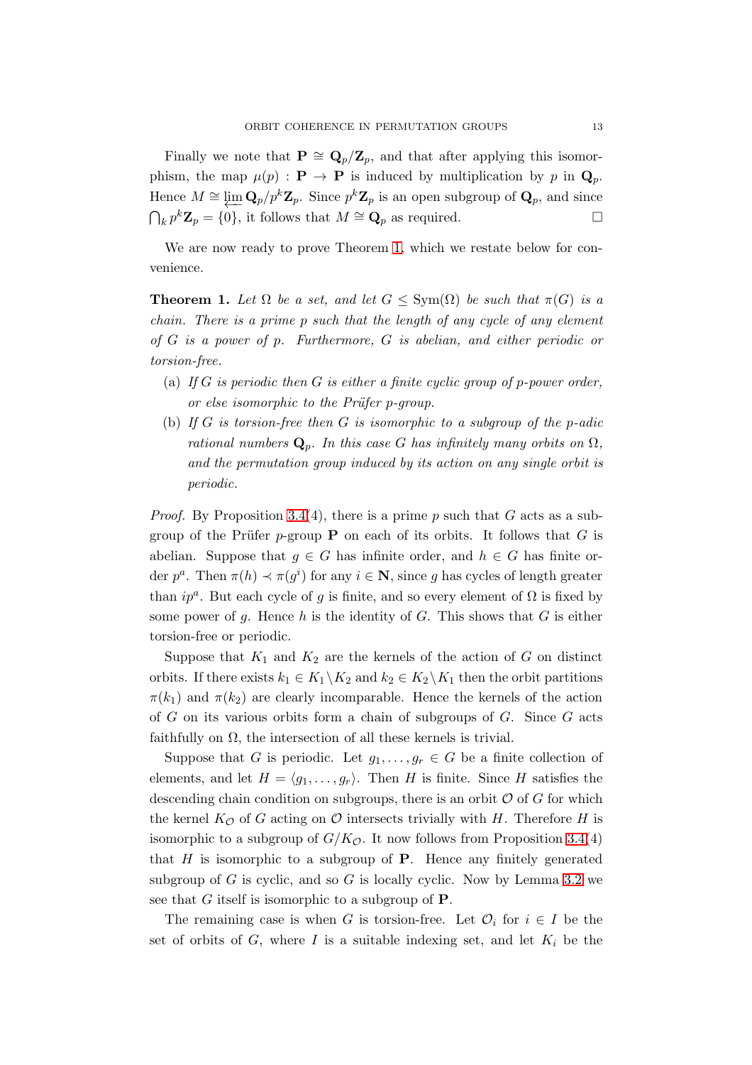Finally we note that $\mathbf{P} \cong \mathbf{Q}_p/\mathbf{Z}_p$, and that after applying this isomorphism, the map $\mu(p) : \mathbf{P} \to \mathbf{P}$ is induced by multiplication by $p$ in $\mathbf{Q}_p$. Hence $M \cong \varprojlim \mathbf{Q}_p/p^k\mathbf{Z}_p$. Since $p^k\mathbf{Z}_p$ is an open subgroup of $\mathbf{Q}_p$, and since $\bigcap_k p^k\mathbf{Z}_p = \{0\}$, it follows that $M \cong \mathbf{Q}_p$ as required. □

We are now ready to prove Theorem 1, which we restate below for convenience.

**Theorem 1.** *Let $\Omega$ be a set, and let $G \leq \mathrm{Sym}(\Omega)$ be such that $\pi(G)$ is a chain. There is a prime $p$ such that the length of any cycle of any element of $G$ is a power of $p$. Furthermore, $G$ is abelian, and either periodic or torsion-free.*

- (a) *If $G$ is periodic then $G$ is either a finite cyclic group of $p$-power order, or else isomorphic to the Prüfer $p$-group.*
- (b) *If $G$ is torsion-free then $G$ is isomorphic to a subgroup of the $p$-adic rational numbers $\mathbf{Q}_p$. In this case $G$ has infinitely many orbits on $\Omega$, and the permutation group induced by its action on any single orbit is periodic.*

*Proof.* By Proposition 3.4(4), there is a prime $p$ such that $G$ acts as a subgroup of the Prüfer $p$-group $\mathbf{P}$ on each of its orbits. It follows that $G$ is abelian. Suppose that $g \in G$ has infinite order, and $h \in G$ has finite order $p^a$. Then $\pi(h) \prec \pi(g^i)$ for any $i \in \mathbf{N}$, since $g$ has cycles of length greater than $ip^a$. But each cycle of $g$ is finite, and so every element of $\Omega$ is fixed by some power of $g$. Hence $h$ is the identity of $G$. This shows that $G$ is either torsion-free or periodic.

Suppose that $K_1$ and $K_2$ are the kernels of the action of $G$ on distinct orbits. If there exists $k_1 \in K_1 \backslash K_2$ and $k_2 \in K_2 \backslash K_1$ then the orbit partitions $\pi(k_1)$ and $\pi(k_2)$ are clearly incomparable. Hence the kernels of the action of $G$ on its various orbits form a chain of subgroups of $G$. Since $G$ acts faithfully on $\Omega$, the intersection of all these kernels is trivial.

Suppose that $G$ is periodic. Let $g_1, \ldots, g_r \in G$ be a finite collection of elements, and let $H = \langle g_1, \ldots, g_r \rangle$. Then $H$ is finite. Since $H$ satisfies the descending chain condition on subgroups, there is an orbit $\mathcal{O}$ of $G$ for which the kernel $K_{\mathcal{O}}$ of $G$ acting on $\mathcal{O}$ intersects trivially with $H$. Therefore $H$ is isomorphic to a subgroup of $G/K_{\mathcal{O}}$. It now follows from Proposition 3.4(4) that $H$ is isomorphic to a subgroup of $\mathbf{P}$. Hence any finitely generated subgroup of $G$ is cyclic, and so $G$ is locally cyclic. Now by Lemma 3.2 we see that $G$ itself is isomorphic to a subgroup of $\mathbf{P}$.

The remaining case is when $G$ is torsion-free. Let $\mathcal{O}_i$ for $i \in I$ be the set of orbits of $G$, where $I$ is a suitable indexing set, and let $K_i$ be the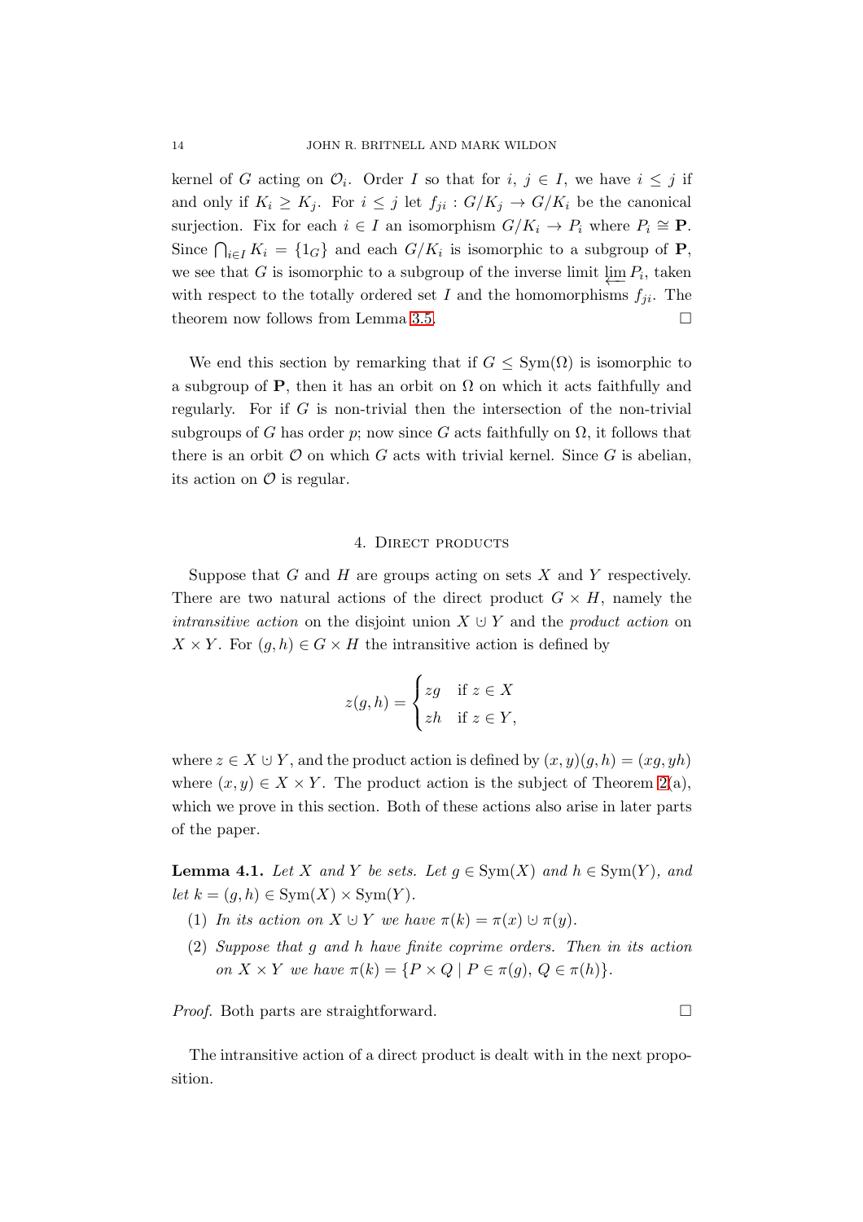kernel of $G$ acting on $\mathcal{O}_i$. Order $I$ so that for $i, j \in I$, we have $i \leq j$ if and only if $K_i \geq K_j$. For $i \leq j$ let $f_{ji} : G/K_j \to G/K_i$ be the canonical surjection. Fix for each $i \in I$ an isomorphism $G/K_i \to P_i$ where $P_i \cong \mathbf{P}$. Since $\bigcap_{i \in I} K_i = \{1_G\}$ and each $G/K_i$ is isomorphic to a subgroup of $\mathbf{P}$, we see that $G$ is isomorphic to a subgroup of the inverse limit $\varprojlim P_i$, taken with respect to the totally ordered set $I$ and the homomorphisms $f_{ji}$. The theorem now follows from Lemma 3.5. $\square$

We end this section by remarking that if $G \leq \mathrm{Sym}(\Omega)$ is isomorphic to a subgroup of $\mathbf{P}$, then it has an orbit on $\Omega$ on which it acts faithfully and regularly. For if $G$ is non-trivial then the intersection of the non-trivial subgroups of $G$ has order $p$; now since $G$ acts faithfully on $\Omega$, it follows that there is an orbit $\mathcal{O}$ on which $G$ acts with trivial kernel. Since $G$ is abelian, its action on $\mathcal{O}$ is regular.

## 4. Direct products

Suppose that $G$ and $H$ are groups acting on sets $X$ and $Y$ respectively. There are two natural actions of the direct product $G \times H$, namely the *intransitive action* on the disjoint union $X \cup Y$ and the *product action* on $X \times Y$. For $(g, h) \in G \times H$ the intransitive action is defined by

$$z(g,h) = \begin{cases} zg & \text{if } z \in X \\ zh & \text{if } z \in Y, \end{cases}$$

where $z \in X \cup Y$, and the product action is defined by $(x, y)(g, h) = (xg, yh)$ where $(x, y) \in X \times Y$. The product action is the subject of Theorem 2(a), which we prove in this section. Both of these actions also arise in later parts of the paper.

**Lemma 4.1.** *Let $X$ and $Y$ be sets. Let $g \in \mathrm{Sym}(X)$ and $h \in \mathrm{Sym}(Y)$, and let $k = (g, h) \in \mathrm{Sym}(X) \times \mathrm{Sym}(Y)$.*

1. *In its action on $X \cup Y$ we have $\pi(k) = \pi(x) \cup \pi(y)$.*
2. *Suppose that $g$ and $h$ have finite coprime orders. Then in its action on $X \times Y$ we have $\pi(k) = \{P \times Q \mid P \in \pi(g),\ Q \in \pi(h)\}$.*

*Proof.* Both parts are straightforward. $\square$

The intransitive action of a direct product is dealt with in the next proposition.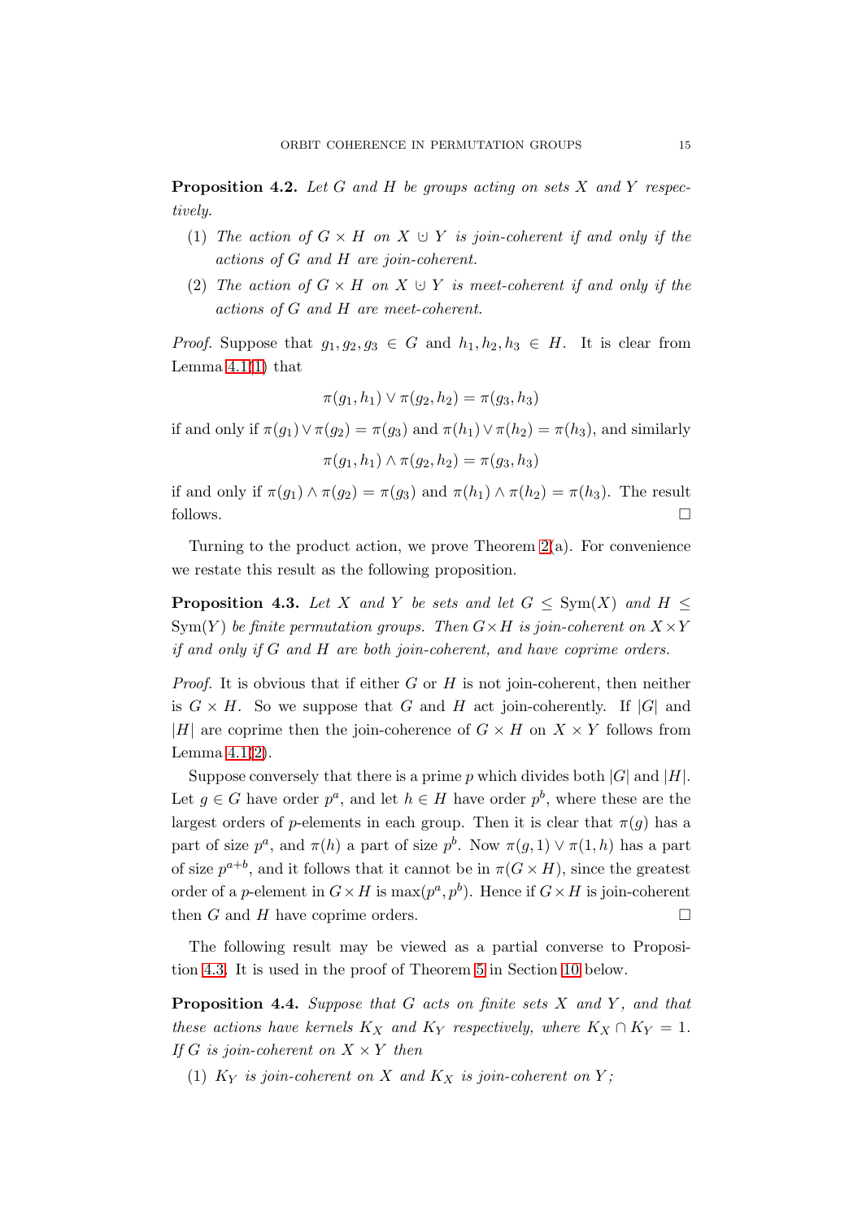**Proposition 4.2.** *Let $G$ and $H$ be groups acting on sets $X$ and $Y$ respectively.*

1. *The action of $G \times H$ on $X \cup Y$ is join-coherent if and only if the actions of $G$ and $H$ are join-coherent.*
2. *The action of $G \times H$ on $X \cup Y$ is meet-coherent if and only if the actions of $G$ and $H$ are meet-coherent.*

*Proof.* Suppose that $g_1, g_2, g_3 \in G$ and $h_1, h_2, h_3 \in H$. It is clear from Lemma 4.1(1) that

$$\pi(g_1, h_1) \vee \pi(g_2, h_2) = \pi(g_3, h_3)$$

if and only if $\pi(g_1) \vee \pi(g_2) = \pi(g_3)$ and $\pi(h_1) \vee \pi(h_2) = \pi(h_3)$, and similarly

$$\pi(g_1, h_1) \wedge \pi(g_2, h_2) = \pi(g_3, h_3)$$

if and only if $\pi(g_1) \wedge \pi(g_2) = \pi(g_3)$ and $\pi(h_1) \wedge \pi(h_2) = \pi(h_3)$. The result follows. □

Turning to the product action, we prove Theorem 2(a). For convenience we restate this result as the following proposition.

**Proposition 4.3.** *Let $X$ and $Y$ be sets and let $G \leq \mathrm{Sym}(X)$ and $H \leq \mathrm{Sym}(Y)$ be finite permutation groups. Then $G \times H$ is join-coherent on $X \times Y$ if and only if $G$ and $H$ are both join-coherent, and have coprime orders.*

*Proof.* It is obvious that if either $G$ or $H$ is not join-coherent, then neither is $G \times H$. So we suppose that $G$ and $H$ act join-coherently. If $|G|$ and $|H|$ are coprime then the join-coherence of $G \times H$ on $X \times Y$ follows from Lemma 4.1(2).

Suppose conversely that there is a prime $p$ which divides both $|G|$ and $|H|$. Let $g \in G$ have order $p^a$, and let $h \in H$ have order $p^b$, where these are the largest orders of $p$-elements in each group. Then it is clear that $\pi(g)$ has a part of size $p^a$, and $\pi(h)$ a part of size $p^b$. Now $\pi(g, 1) \vee \pi(1, h)$ has a part of size $p^{a+b}$, and it follows that it cannot be in $\pi(G \times H)$, since the greatest order of a $p$-element in $G \times H$ is $\max(p^a, p^b)$. Hence if $G \times H$ is join-coherent then $G$ and $H$ have coprime orders. □

The following result may be viewed as a partial converse to Proposition 4.3. It is used in the proof of Theorem 5 in Section 10 below.

**Proposition 4.4.** *Suppose that $G$ acts on finite sets $X$ and $Y$, and that these actions have kernels $K_X$ and $K_Y$ respectively, where $K_X \cap K_Y = 1$. If $G$ is join-coherent on $X \times Y$ then*

1. *$K_Y$ is join-coherent on $X$ and $K_X$ is join-coherent on $Y$;*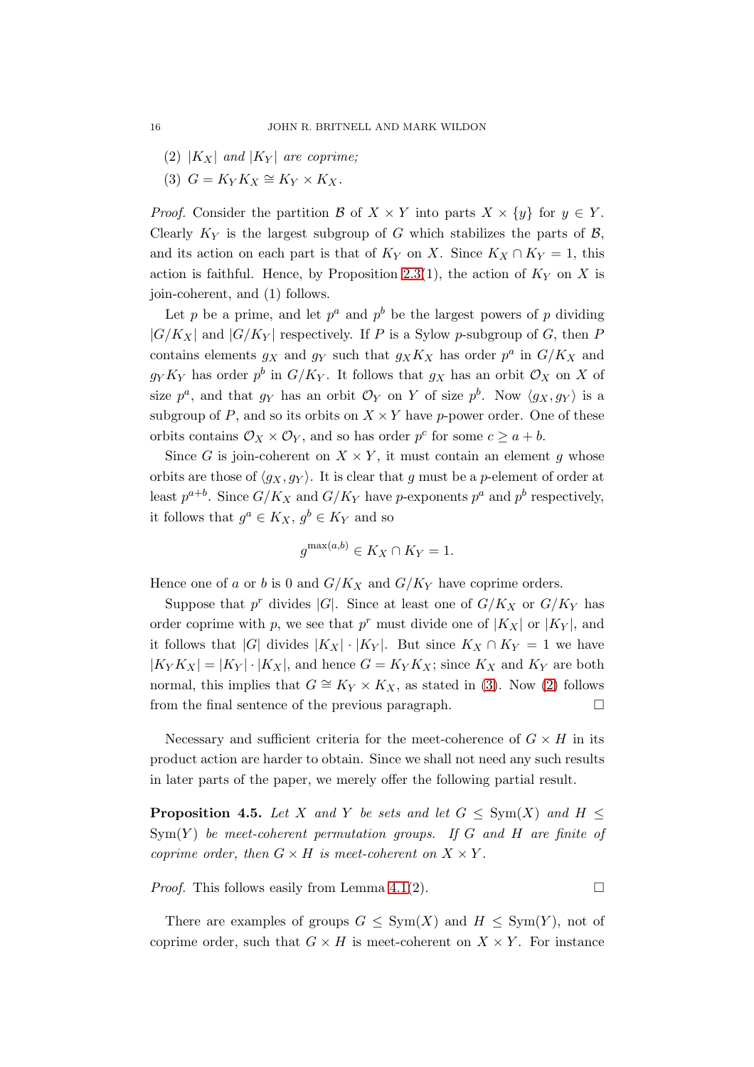(2) $|K_X|$ *and* $|K_Y|$ *are coprime;*

(3) $G = K_Y K_X \cong K_Y \times K_X$.

*Proof.* Consider the partition $\mathcal{B}$ of $X \times Y$ into parts $X \times \{y\}$ for $y \in Y$. Clearly $K_Y$ is the largest subgroup of $G$ which stabilizes the parts of $\mathcal{B}$, and its action on each part is that of $K_Y$ on $X$. Since $K_X \cap K_Y = 1$, this action is faithful. Hence, by Proposition 2.3(1), the action of $K_Y$ on $X$ is join-coherent, and (1) follows.

Let $p$ be a prime, and let $p^a$ and $p^b$ be the largest powers of $p$ dividing $|G/K_X|$ and $|G/K_Y|$ respectively. If $P$ is a Sylow $p$-subgroup of $G$, then $P$ contains elements $g_X$ and $g_Y$ such that $g_X K_X$ has order $p^a$ in $G/K_X$ and $g_Y K_Y$ has order $p^b$ in $G/K_Y$. It follows that $g_X$ has an orbit $\mathcal{O}_X$ on $X$ of size $p^a$, and that $g_Y$ has an orbit $\mathcal{O}_Y$ on $Y$ of size $p^b$. Now $\langle g_X, g_Y \rangle$ is a subgroup of $P$, and so its orbits on $X \times Y$ have $p$-power order. One of these orbits contains $\mathcal{O}_X \times \mathcal{O}_Y$, and so has order $p^c$ for some $c \geq a + b$.

Since $G$ is join-coherent on $X \times Y$, it must contain an element $g$ whose orbits are those of $\langle g_X, g_Y \rangle$. It is clear that $g$ must be a $p$-element of order at least $p^{a+b}$. Since $G/K_X$ and $G/K_Y$ have $p$-exponents $p^a$ and $p^b$ respectively, it follows that $g^a \in K_X$, $g^b \in K_Y$ and so

$$g^{\max(a,b)} \in K_X \cap K_Y = 1.$$

Hence one of $a$ or $b$ is 0 and $G/K_X$ and $G/K_Y$ have coprime orders.

Suppose that $p^r$ divides $|G|$. Since at least one of $G/K_X$ or $G/K_Y$ has order coprime with $p$, we see that $p^r$ must divide one of $|K_X|$ or $|K_Y|$, and it follows that $|G|$ divides $|K_X| \cdot |K_Y|$. But since $K_X \cap K_Y = 1$ we have $|K_Y K_X| = |K_Y| \cdot |K_X|$, and hence $G = K_Y K_X$; since $K_X$ and $K_Y$ are both normal, this implies that $G \cong K_Y \times K_X$, as stated in (3). Now (2) follows from the final sentence of the previous paragraph. □

Necessary and sufficient criteria for the meet-coherence of $G \times H$ in its product action are harder to obtain. Since we shall not need any such results in later parts of the paper, we merely offer the following partial result.

**Proposition 4.5.** *Let $X$ and $Y$ be sets and let $G \leq \mathrm{Sym}(X)$ and $H \leq \mathrm{Sym}(Y)$ be meet-coherent permutation groups. If $G$ and $H$ are finite of coprime order, then $G \times H$ is meet-coherent on $X \times Y$.*

*Proof.* This follows easily from Lemma 4.1(2). □

There are examples of groups $G \leq \mathrm{Sym}(X)$ and $H \leq \mathrm{Sym}(Y)$, not of coprime order, such that $G \times H$ is meet-coherent on $X \times Y$. For instance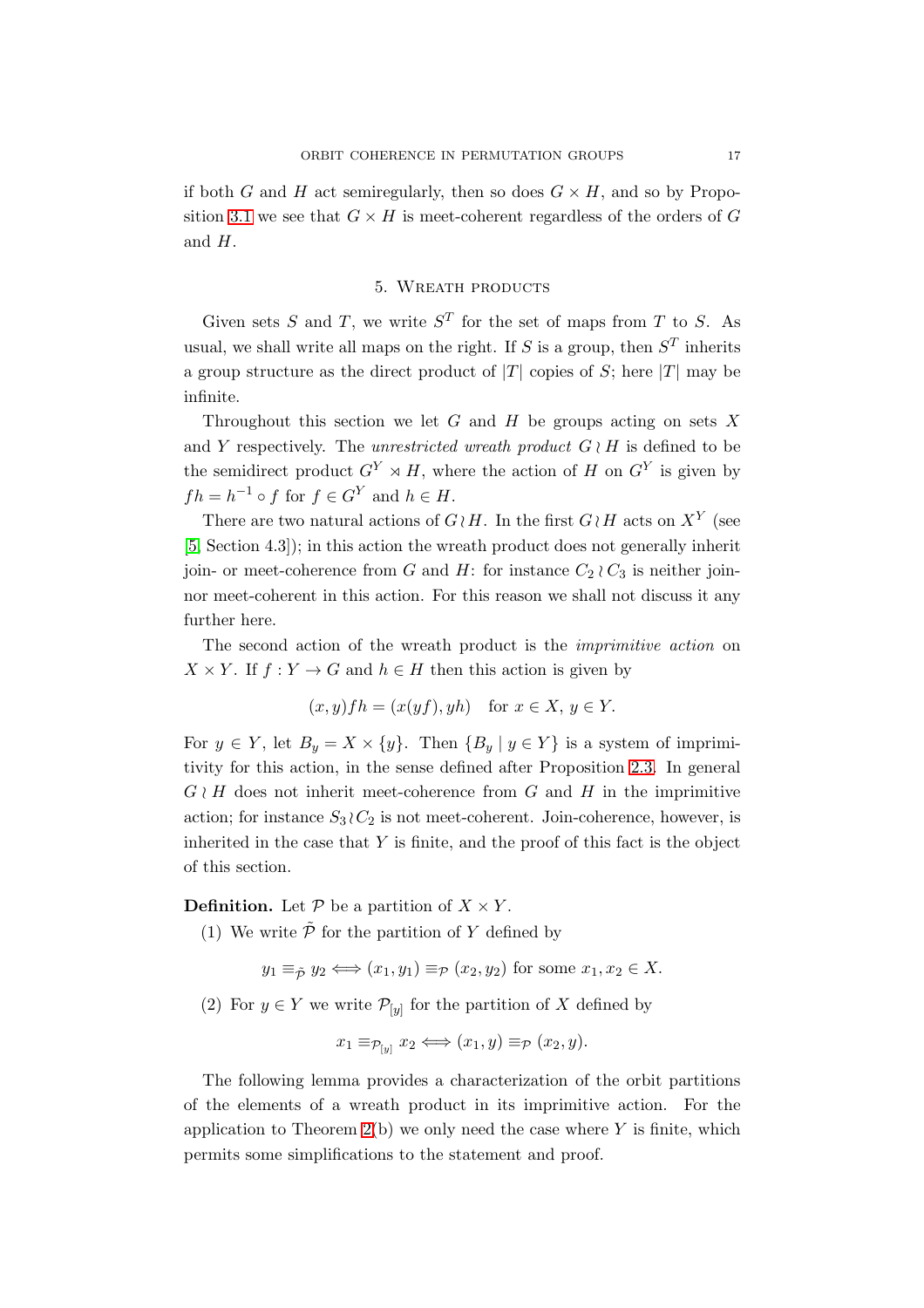if both $G$ and $H$ act semiregularly, then so does $G \times H$, and so by Proposition 3.1 we see that $G \times H$ is meet-coherent regardless of the orders of $G$ and $H$.

## 5. Wreath products

Given sets $S$ and $T$, we write $S^T$ for the set of maps from $T$ to $S$. As usual, we shall write all maps on the right. If $S$ is a group, then $S^T$ inherits a group structure as the direct product of $|T|$ copies of $S$; here $|T|$ may be infinite.

Throughout this section we let $G$ and $H$ be groups acting on sets $X$ and $Y$ respectively. The *unrestricted wreath product* $G \wr H$ is defined to be the semidirect product $G^Y \rtimes H$, where the action of $H$ on $G^Y$ is given by $fh = h^{-1} \circ f$ for $f \in G^Y$ and $h \in H$.

There are two natural actions of $G \wr H$. In the first $G \wr H$ acts on $X^Y$ (see [5, Section 4.3]); in this action the wreath product does not generally inherit join- or meet-coherence from $G$ and $H$: for instance $C_2 \wr C_3$ is neither join- nor meet-coherent in this action. For this reason we shall not discuss it any further here.

The second action of the wreath product is the *imprimitive action* on $X \times Y$. If $f : Y \to G$ and $h \in H$ then this action is given by

$$(x, y)fh = (x(yf), yh) \quad \text{for } x \in X,\, y \in Y.$$

For $y \in Y$, let $B_y = X \times \{y\}$. Then $\{B_y \mid y \in Y\}$ is a system of imprimitivity for this action, in the sense defined after Proposition 2.3. In general $G \wr H$ does not inherit meet-coherence from $G$ and $H$ in the imprimitive action; for instance $S_3 \wr C_2$ is not meet-coherent. Join-coherence, however, is inherited in the case that $Y$ is finite, and the proof of this fact is the object of this section.

**Definition.** Let $\mathcal{P}$ be a partition of $X \times Y$.

(1) We write $\tilde{\mathcal{P}}$ for the partition of $Y$ defined by

$$y_1 \equiv_{\tilde{\mathcal{P}}} y_2 \iff (x_1, y_1) \equiv_{\mathcal{P}} (x_2, y_2) \text{ for some } x_1, x_2 \in X.$$

(2) For $y \in Y$ we write $\mathcal{P}_{[y]}$ for the partition of $X$ defined by

$$x_1 \equiv_{\mathcal{P}_{[y]}} x_2 \iff (x_1, y) \equiv_{\mathcal{P}} (x_2, y).$$

The following lemma provides a characterization of the orbit partitions of the elements of a wreath product in its imprimitive action. For the application to Theorem 2(b) we only need the case where $Y$ is finite, which permits some simplifications to the statement and proof.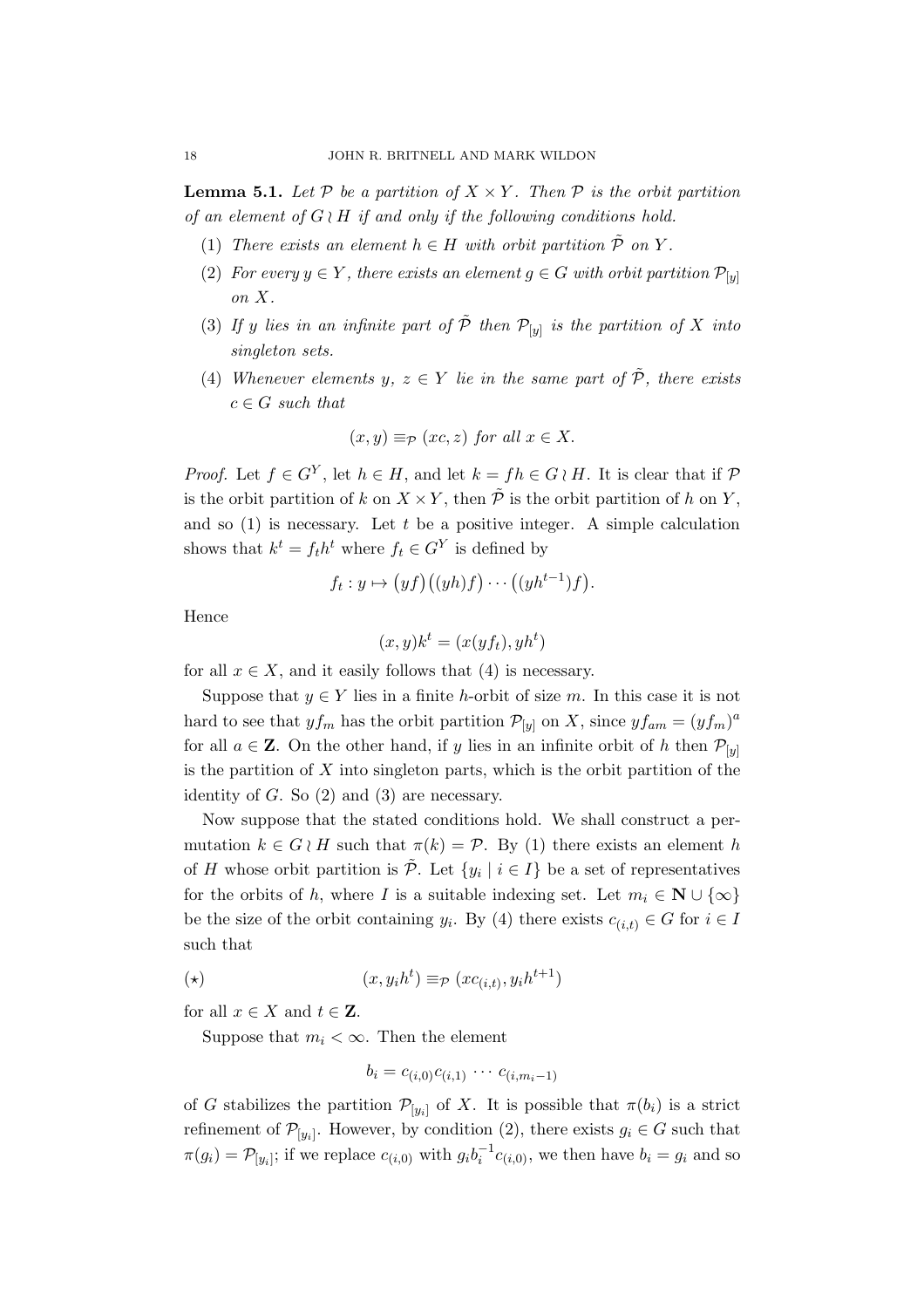**Lemma 5.1.** *Let $\mathcal{P}$ be a partition of $X \times Y$. Then $\mathcal{P}$ is the orbit partition of an element of $G \wr H$ if and only if the following conditions hold.*

1. *There exists an element $h \in H$ with orbit partition $\tilde{\mathcal{P}}$ on $Y$.*
2. *For every $y \in Y$, there exists an element $g \in G$ with orbit partition $\mathcal{P}_{[y]}$ on $X$.*
3. *If $y$ lies in an infinite part of $\tilde{\mathcal{P}}$ then $\mathcal{P}_{[y]}$ is the partition of $X$ into singleton sets.*
4. *Whenever elements $y$, $z \in Y$ lie in the same part of $\tilde{\mathcal{P}}$, there exists $c \in G$ such that*

$$(x, y) \equiv_{\mathcal{P}} (xc, z) \text{ for all } x \in X.$$

*Proof.* Let $f \in G^Y$, let $h \in H$, and let $k = fh \in G \wr H$. It is clear that if $\mathcal{P}$ is the orbit partition of $k$ on $X \times Y$, then $\tilde{\mathcal{P}}$ is the orbit partition of $h$ on $Y$, and so (1) is necessary. Let $t$ be a positive integer. A simple calculation shows that $k^t = f_t h^t$ where $f_t \in G^Y$ is defined by

$$f_t : y \mapsto \big(yf\big)\big((yh)f\big) \cdots \big((yh^{t-1})f\big).$$

Hence

$$(x, y)k^t = (x(yf_t), yh^t)$$

for all $x \in X$, and it easily follows that (4) is necessary.

Suppose that $y \in Y$ lies in a finite $h$-orbit of size $m$. In this case it is not hard to see that $yf_m$ has the orbit partition $\mathcal{P}_{[y]}$ on $X$, since $yf_{am} = (yf_m)^a$ for all $a \in \mathbf{Z}$. On the other hand, if $y$ lies in an infinite orbit of $h$ then $\mathcal{P}_{[y]}$ is the partition of $X$ into singleton parts, which is the orbit partition of the identity of $G$. So (2) and (3) are necessary.

Now suppose that the stated conditions hold. We shall construct a permutation $k \in G \wr H$ such that $\pi(k) = \mathcal{P}$. By (1) there exists an element $h$ of $H$ whose orbit partition is $\tilde{\mathcal{P}}$. Let $\{y_i \mid i \in I\}$ be a set of representatives for the orbits of $h$, where $I$ is a suitable indexing set. Let $m_i \in \mathbf{N} \cup \{\infty\}$ be the size of the orbit containing $y_i$. By (4) there exists $c_{(i,t)} \in G$ for $i \in I$ such that

$$(\star) \qquad (x, y_i h^t) \equiv_{\mathcal{P}} (xc_{(i,t)}, y_i h^{t+1})$$

for all $x \in X$ and $t \in \mathbf{Z}$.

Suppose that $m_i < \infty$. Then the element

$$b_i = c_{(i,0)} c_{(i,1)} \cdots c_{(i,m_i-1)}$$

of $G$ stabilizes the partition $\mathcal{P}_{[y_i]}$ of $X$. It is possible that $\pi(b_i)$ is a strict refinement of $\mathcal{P}_{[y_i]}$. However, by condition (2), there exists $g_i \in G$ such that $\pi(g_i) = \mathcal{P}_{[y_i]}$; if we replace $c_{(i,0)}$ with $g_i b_i^{-1} c_{(i,0)}$, we then have $b_i = g_i$ and so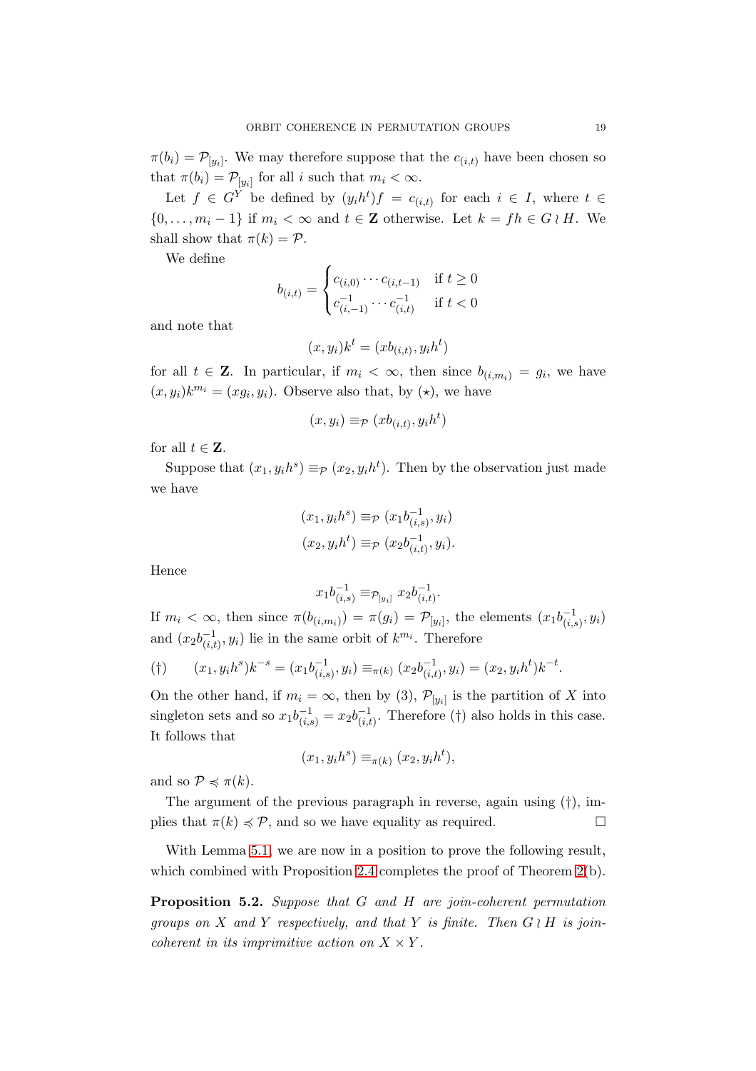$\pi(b_i) = \mathcal{P}_{[y_i]}$. We may therefore suppose that the $c_{(i,t)}$ have been chosen so that $\pi(b_i) = \mathcal{P}_{[y_i]}$ for all $i$ such that $m_i < \infty$.

Let $f \in G^Y$ be defined by $(y_i h^t)f = c_{(i,t)}$ for each $i \in I$, where $t \in \{0, \ldots, m_i - 1\}$ if $m_i < \infty$ and $t \in \mathbf{Z}$ otherwise. Let $k = fh \in G \wr H$. We shall show that $\pi(k) = \mathcal{P}$.

We define

$$b_{(i,t)} = \begin{cases} c_{(i,0)} \cdots c_{(i,t-1)} & \text{if } t \geq 0 \\ c_{(i,-1)}^{-1} \cdots c_{(i,t)}^{-1} & \text{if } t < 0 \end{cases}$$

and note that

$$(x, y_i)k^t = (xb_{(i,t)}, y_i h^t)$$

for all $t \in \mathbf{Z}$. In particular, if $m_i < \infty$, then since $b_{(i,m_i)} = g_i$, we have $(x, y_i)k^{m_i} = (xg_i, y_i)$. Observe also that, by $(\star)$, we have

$$(x, y_i) \equiv_{\mathcal{P}} (xb_{(i,t)}, y_i h^t)$$

for all $t \in \mathbf{Z}$.

Suppose that $(x_1, y_i h^s) \equiv_{\mathcal{P}} (x_2, y_i h^t)$. Then by the observation just made we have

$$(x_1, y_i h^s) \equiv_{\mathcal{P}} (x_1 b_{(i,s)}^{-1}, y_i)$$
$$(x_2, y_i h^t) \equiv_{\mathcal{P}} (x_2 b_{(i,t)}^{-1}, y_i).$$

Hence

$$x_1 b_{(i,s)}^{-1} \equiv_{\mathcal{P}_{[y_i]}} x_2 b_{(i,t)}^{-1}.$$

If $m_i < \infty$, then since $\pi(b_{(i,m_i)}) = \pi(g_i) = \mathcal{P}_{[y_i]}$, the elements $(x_1 b_{(i,s)}^{-1}, y_i)$ and $(x_2 b_{(i,t)}^{-1}, y_i)$ lie in the same orbit of $k^{m_i}$. Therefore

$$(\dagger) \qquad (x_1, y_i h^s)k^{-s} = (x_1 b_{(i,s)}^{-1}, y_i) \equiv_{\pi(k)} (x_2 b_{(i,t)}^{-1}, y_i) = (x_2, y_i h^t)k^{-t}.$$

On the other hand, if $m_i = \infty$, then by (3), $\mathcal{P}_{[y_i]}$ is the partition of $X$ into singleton sets and so $x_1 b_{(i,s)}^{-1} = x_2 b_{(i,t)}^{-1}$. Therefore $(\dagger)$ also holds in this case. It follows that

$$(x_1, y_i h^s) \equiv_{\pi(k)} (x_2, y_i h^t),$$

and so $\mathcal{P} \preccurlyeq \pi(k)$.

The argument of the previous paragraph in reverse, again using $(\dagger)$, implies that $\pi(k) \preccurlyeq \mathcal{P}$, and so we have equality as required. $\square$

With Lemma 5.1, we are now in a position to prove the following result, which combined with Proposition 2.4 completes the proof of Theorem 2(b).

**Proposition 5.2.** *Suppose that $G$ and $H$ are join-coherent permutation groups on $X$ and $Y$ respectively, and that $Y$ is finite. Then $G \wr H$ is join-coherent in its imprimitive action on $X \times Y$.*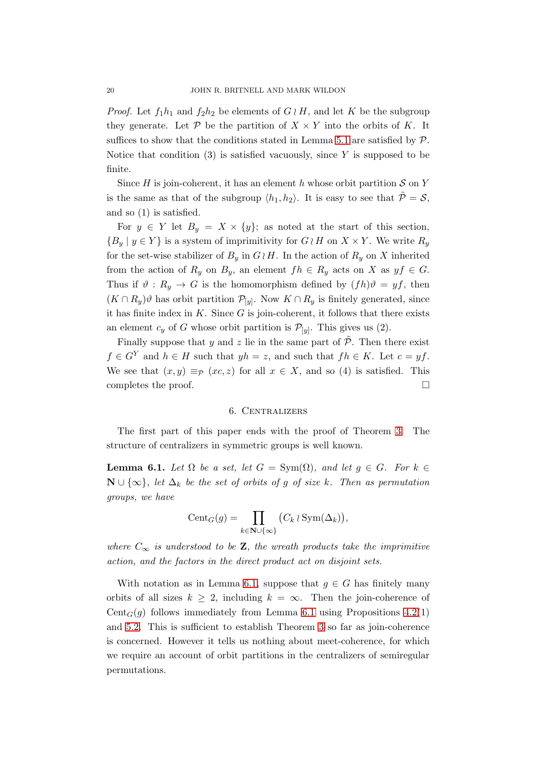*Proof.* Let $f_1h_1$ and $f_2h_2$ be elements of $G \wr H$, and let $K$ be the subgroup they generate. Let $\mathcal{P}$ be the partition of $X \times Y$ into the orbits of $K$. It suffices to show that the conditions stated in Lemma 5.1 are satisfied by $\mathcal{P}$. Notice that condition (3) is satisfied vacuously, since $Y$ is supposed to be finite.

Since $H$ is join-coherent, it has an element $h$ whose orbit partition $\mathcal{S}$ on $Y$ is the same as that of the subgroup $\langle h_1, h_2\rangle$. It is easy to see that $\tilde{\mathcal{P}} = \mathcal{S}$, and so (1) is satisfied.

For $y \in Y$ let $B_y = X \times \{y\}$; as noted at the start of this section, $\{B_y \mid y \in Y\}$ is a system of imprimitivity for $G \wr H$ on $X \times Y$. We write $R_y$ for the set-wise stabilizer of $B_y$ in $G \wr H$. In the action of $R_y$ on $X$ inherited from the action of $R_y$ on $B_y$, an element $fh \in R_y$ acts on $X$ as $yf \in G$. Thus if $\vartheta : R_y \to G$ is the homomorphism defined by $(fh)\vartheta = yf$, then $(K \cap R_y)\vartheta$ has orbit partition $\mathcal{P}_{[y]}$. Now $K \cap R_y$ is finitely generated, since it has finite index in $K$. Since $G$ is join-coherent, it follows that there exists an element $c_y$ of $G$ whose orbit partition is $\mathcal{P}_{[y]}$. This gives us (2).

Finally suppose that $y$ and $z$ lie in the same part of $\tilde{\mathcal{P}}$. Then there exist $f \in G^Y$ and $h \in H$ such that $yh = z$, and such that $fh \in K$. Let $c = yf$. We see that $(x, y) \equiv_{\mathcal{P}} (xc, z)$ for all $x \in X$, and so (4) is satisfied. This completes the proof. □

## 6. Centralizers

The first part of this paper ends with the proof of Theorem 3. The structure of centralizers in symmetric groups is well known.

**Lemma 6.1.** *Let $\Omega$ be a set, let $G = \mathrm{Sym}(\Omega)$, and let $g \in G$. For $k \in \mathbf{N} \cup \{\infty\}$, let $\Delta_k$ be the set of orbits of $g$ of size $k$. Then as permutation groups, we have*

$$\mathrm{Cent}_G(g) = \prod_{k \in \mathbf{N} \cup \{\infty\}} \big(C_k \wr \mathrm{Sym}(\Delta_k)\big),$$

*where $C_\infty$ is understood to be $\mathbf{Z}$, the wreath products take the imprimitive action, and the factors in the direct product act on disjoint sets.*

With notation as in Lemma 6.1, suppose that $g \in G$ has finitely many orbits of all sizes $k \geq 2$, including $k = \infty$. Then the join-coherence of $\mathrm{Cent}_G(g)$ follows immediately from Lemma 6.1 using Propositions 4.2(1) and 5.2. This is sufficient to establish Theorem 3 so far as join-coherence is concerned. However it tells us nothing about meet-coherence, for which we require an account of orbit partitions in the centralizers of semiregular permutations.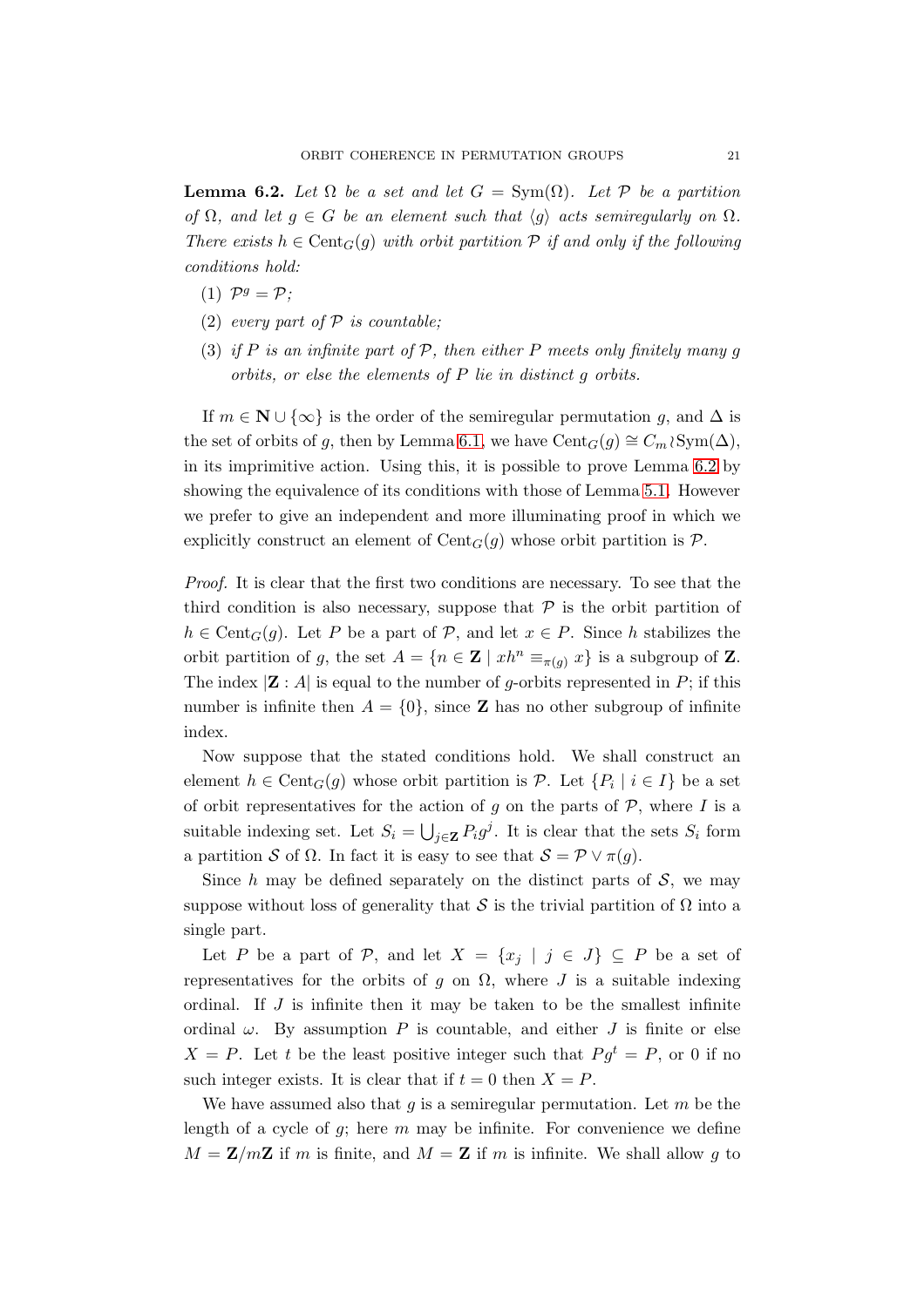**Lemma 6.2.** *Let $\Omega$ be a set and let $G = \mathrm{Sym}(\Omega)$. Let $\mathcal{P}$ be a partition of $\Omega$, and let $g \in G$ be an element such that $\langle g \rangle$ acts semiregularly on $\Omega$. There exists $h \in \mathrm{Cent}_G(g)$ with orbit partition $\mathcal{P}$ if and only if the following conditions hold:*

1. *$\mathcal{P}^g = \mathcal{P}$;*
2. *every part of $\mathcal{P}$ is countable;*
3. *if $P$ is an infinite part of $\mathcal{P}$, then either $P$ meets only finitely many $g$ orbits, or else the elements of $P$ lie in distinct $g$ orbits.*

If $m \in \mathbf{N} \cup \{\infty\}$ is the order of the semiregular permutation $g$, and $\Delta$ is the set of orbits of $g$, then by Lemma 6.1, we have $\mathrm{Cent}_G(g) \cong C_m \wr \mathrm{Sym}(\Delta)$, in its imprimitive action. Using this, it is possible to prove Lemma 6.2 by showing the equivalence of its conditions with those of Lemma 5.1. However we prefer to give an independent and more illuminating proof in which we explicitly construct an element of $\mathrm{Cent}_G(g)$ whose orbit partition is $\mathcal{P}$.

*Proof.* It is clear that the first two conditions are necessary. To see that the third condition is also necessary, suppose that $\mathcal{P}$ is the orbit partition of $h \in \mathrm{Cent}_G(g)$. Let $P$ be a part of $\mathcal{P}$, and let $x \in P$. Since $h$ stabilizes the orbit partition of $g$, the set $A = \{n \in \mathbf{Z} \mid xh^n \equiv_{\pi(g)} x\}$ is a subgroup of $\mathbf{Z}$. The index $|\mathbf{Z} : A|$ is equal to the number of $g$-orbits represented in $P$; if this number is infinite then $A = \{0\}$, since $\mathbf{Z}$ has no other subgroup of infinite index.

Now suppose that the stated conditions hold. We shall construct an element $h \in \mathrm{Cent}_G(g)$ whose orbit partition is $\mathcal{P}$. Let $\{P_i \mid i \in I\}$ be a set of orbit representatives for the action of $g$ on the parts of $\mathcal{P}$, where $I$ is a suitable indexing set. Let $S_i = \bigcup_{j \in \mathbf{Z}} P_i g^j$. It is clear that the sets $S_i$ form a partition $\mathcal{S}$ of $\Omega$. In fact it is easy to see that $\mathcal{S} = \mathcal{P} \vee \pi(g)$.

Since $h$ may be defined separately on the distinct parts of $\mathcal{S}$, we may suppose without loss of generality that $\mathcal{S}$ is the trivial partition of $\Omega$ into a single part.

Let $P$ be a part of $\mathcal{P}$, and let $X = \{x_j \mid j \in J\} \subseteq P$ be a set of representatives for the orbits of $g$ on $\Omega$, where $J$ is a suitable indexing ordinal. If $J$ is infinite then it may be taken to be the smallest infinite ordinal $\omega$. By assumption $P$ is countable, and either $J$ is finite or else $X = P$. Let $t$ be the least positive integer such that $Pg^t = P$, or 0 if no such integer exists. It is clear that if $t = 0$ then $X = P$.

We have assumed also that $g$ is a semiregular permutation. Let $m$ be the length of a cycle of $g$; here $m$ may be infinite. For convenience we define $M = \mathbf{Z}/m\mathbf{Z}$ if $m$ is finite, and $M = \mathbf{Z}$ if $m$ is infinite. We shall allow $g$ to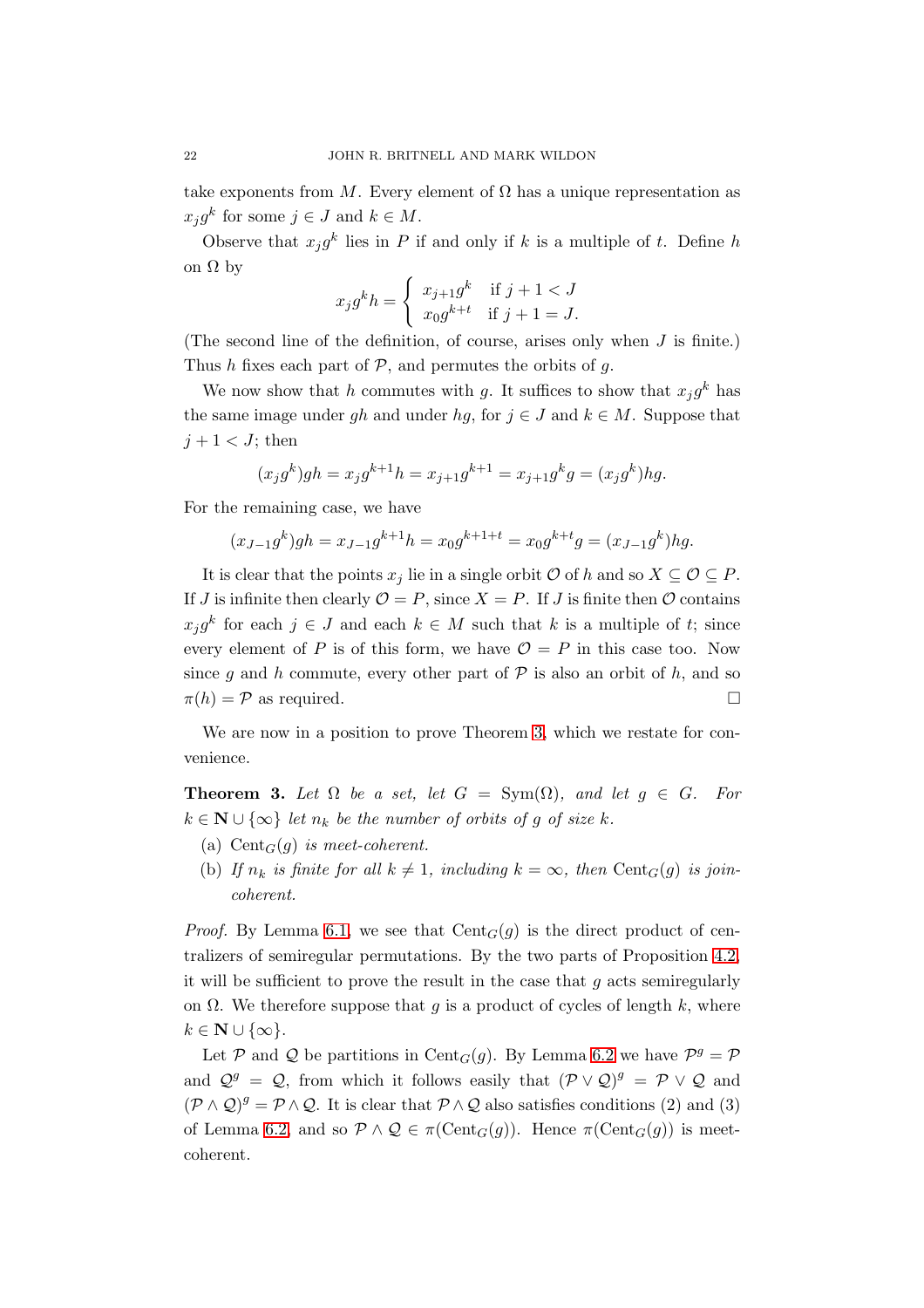take exponents from $M$. Every element of $\Omega$ has a unique representation as $x_j g^k$ for some $j \in J$ and $k \in M$.

Observe that $x_j g^k$ lies in $P$ if and only if $k$ is a multiple of $t$. Define $h$ on $\Omega$ by

$$x_j g^k h = \begin{cases} x_{j+1} g^k & \text{if } j+1 < J \\ x_0 g^{k+t} & \text{if } j+1 = J. \end{cases}$$

(The second line of the definition, of course, arises only when $J$ is finite.) Thus $h$ fixes each part of $\mathcal{P}$, and permutes the orbits of $g$.

We now show that $h$ commutes with $g$. It suffices to show that $x_j g^k$ has the same image under $gh$ and under $hg$, for $j \in J$ and $k \in M$. Suppose that $j+1 < J$; then

$$(x_j g^k)gh = x_j g^{k+1} h = x_{j+1} g^{k+1} = x_{j+1} g^k g = (x_j g^k)hg.$$

For the remaining case, we have

$$(x_{J-1} g^k)gh = x_{J-1} g^{k+1} h = x_0 g^{k+1+t} = x_0 g^{k+t} g = (x_{J-1} g^k)hg.$$

It is clear that the points $x_j$ lie in a single orbit $\mathcal{O}$ of $h$ and so $X \subseteq \mathcal{O} \subseteq P$. If $J$ is infinite then clearly $\mathcal{O} = P$, since $X = P$. If $J$ is finite then $\mathcal{O}$ contains $x_j g^k$ for each $j \in J$ and each $k \in M$ such that $k$ is a multiple of $t$; since every element of $P$ is of this form, we have $\mathcal{O} = P$ in this case too. Now since $g$ and $h$ commute, every other part of $\mathcal{P}$ is also an orbit of $h$, and so $\pi(h) = \mathcal{P}$ as required. $\square$

We are now in a position to prove Theorem 3, which we restate for convenience.

**Theorem 3.** *Let $\Omega$ be a set, let $G = \mathrm{Sym}(\Omega)$, and let $g \in G$. For $k \in \mathbf{N} \cup \{\infty\}$ let $n_k$ be the number of orbits of $g$ of size $k$.*

- (a) *$\mathrm{Cent}_G(g)$ is meet-coherent.*
- (b) *If $n_k$ is finite for all $k \neq 1$, including $k = \infty$, then $\mathrm{Cent}_G(g)$ is join-coherent.*

*Proof.* By Lemma 6.1, we see that $\mathrm{Cent}_G(g)$ is the direct product of centralizers of semiregular permutations. By the two parts of Proposition 4.2, it will be sufficient to prove the result in the case that $g$ acts semiregularly on $\Omega$. We therefore suppose that $g$ is a product of cycles of length $k$, where $k \in \mathbf{N} \cup \{\infty\}$.

Let $\mathcal{P}$ and $\mathcal{Q}$ be partitions in $\mathrm{Cent}_G(g)$. By Lemma 6.2 we have $\mathcal{P}^g = \mathcal{P}$ and $\mathcal{Q}^g = \mathcal{Q}$, from which it follows easily that $(\mathcal{P} \vee \mathcal{Q})^g = \mathcal{P} \vee \mathcal{Q}$ and $(\mathcal{P} \wedge \mathcal{Q})^g = \mathcal{P} \wedge \mathcal{Q}$. It is clear that $\mathcal{P} \wedge \mathcal{Q}$ also satisfies conditions (2) and (3) of Lemma 6.2, and so $\mathcal{P} \wedge \mathcal{Q} \in \pi(\mathrm{Cent}_G(g))$. Hence $\pi(\mathrm{Cent}_G(g))$ is meet-coherent.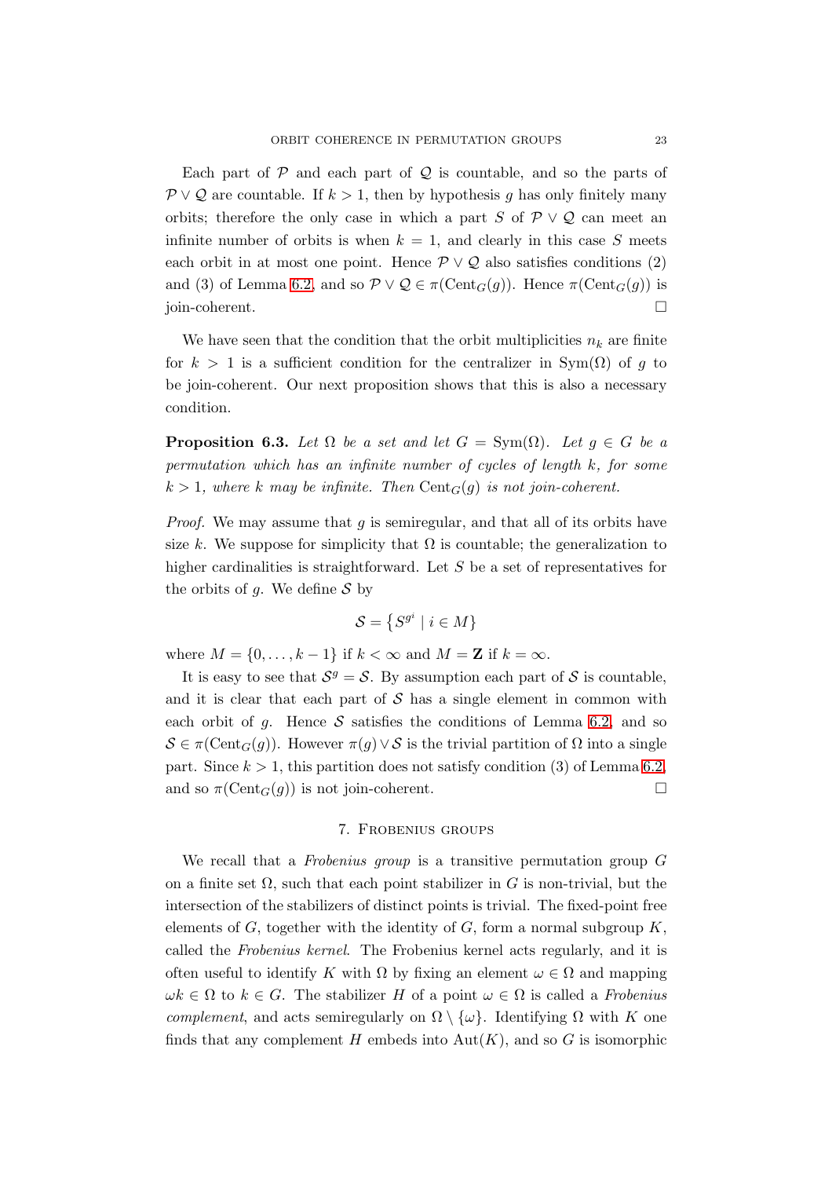Each part of $\mathcal{P}$ and each part of $\mathcal{Q}$ is countable, and so the parts of $\mathcal{P} \vee \mathcal{Q}$ are countable. If $k > 1$, then by hypothesis $g$ has only finitely many orbits; therefore the only case in which a part $S$ of $\mathcal{P} \vee \mathcal{Q}$ can meet an infinite number of orbits is when $k = 1$, and clearly in this case $S$ meets each orbit in at most one point. Hence $\mathcal{P} \vee \mathcal{Q}$ also satisfies conditions (2) and (3) of Lemma 6.2, and so $\mathcal{P} \vee \mathcal{Q} \in \pi(\mathrm{Cent}_G(g))$. Hence $\pi(\mathrm{Cent}_G(g))$ is join-coherent. □

We have seen that the condition that the orbit multiplicities $n_k$ are finite for $k > 1$ is a sufficient condition for the centralizer in $\mathrm{Sym}(\Omega)$ of $g$ to be join-coherent. Our next proposition shows that this is also a necessary condition.

**Proposition 6.3.** *Let $\Omega$ be a set and let $G = \mathrm{Sym}(\Omega)$. Let $g \in G$ be a permutation which has an infinite number of cycles of length $k$, for some $k > 1$, where $k$ may be infinite. Then $\mathrm{Cent}_G(g)$ is not join-coherent.*

*Proof.* We may assume that $g$ is semiregular, and that all of its orbits have size $k$. We suppose for simplicity that $\Omega$ is countable; the generalization to higher cardinalities is straightforward. Let $S$ be a set of representatives for the orbits of $g$. We define $\mathcal{S}$ by

$$\mathcal{S} = \left\{ S^{g^i} \mid i \in M \right\}$$

where $M = \{0, \ldots, k-1\}$ if $k < \infty$ and $M = \mathbf{Z}$ if $k = \infty$.

It is easy to see that $\mathcal{S}^g = \mathcal{S}$. By assumption each part of $\mathcal{S}$ is countable, and it is clear that each part of $\mathcal{S}$ has a single element in common with each orbit of $g$. Hence $\mathcal{S}$ satisfies the conditions of Lemma 6.2, and so $\mathcal{S} \in \pi(\mathrm{Cent}_G(g))$. However $\pi(g) \vee \mathcal{S}$ is the trivial partition of $\Omega$ into a single part. Since $k > 1$, this partition does not satisfy condition (3) of Lemma 6.2, and so $\pi(\mathrm{Cent}_G(g))$ is not join-coherent. □

## 7. Frobenius groups

We recall that a *Frobenius group* is a transitive permutation group $G$ on a finite set $\Omega$, such that each point stabilizer in $G$ is non-trivial, but the intersection of the stabilizers of distinct points is trivial. The fixed-point free elements of $G$, together with the identity of $G$, form a normal subgroup $K$, called the *Frobenius kernel*. The Frobenius kernel acts regularly, and it is often useful to identify $K$ with $\Omega$ by fixing an element $\omega \in \Omega$ and mapping $\omega k \in \Omega$ to $k \in G$. The stabilizer $H$ of a point $\omega \in \Omega$ is called a *Frobenius complement*, and acts semiregularly on $\Omega \setminus \{\omega\}$. Identifying $\Omega$ with $K$ one finds that any complement $H$ embeds into $\mathrm{Aut}(K)$, and so $G$ is isomorphic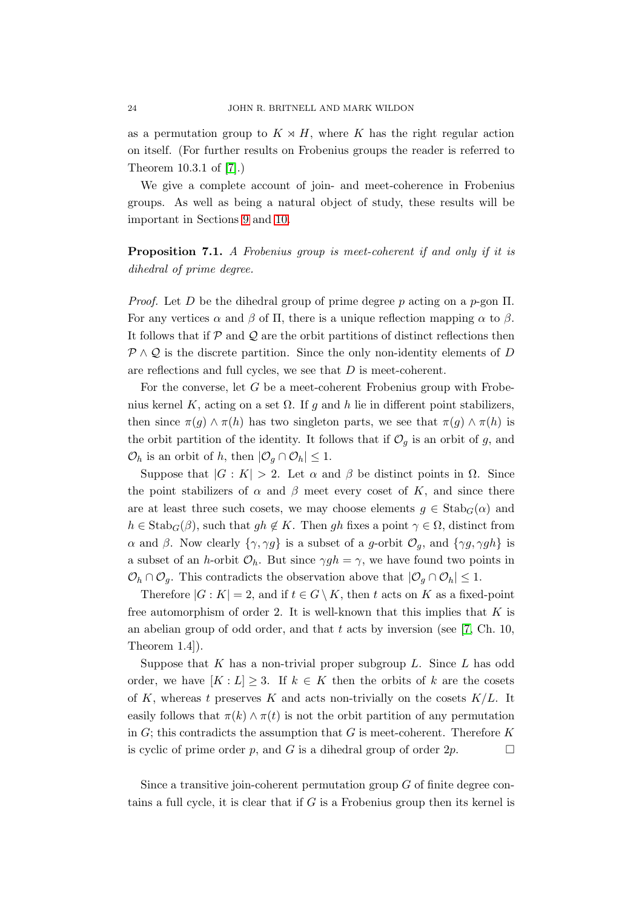as a permutation group to $K \rtimes H$, where $K$ has the right regular action on itself. (For further results on Frobenius groups the reader is referred to Theorem 10.3.1 of [7].)

We give a complete account of join- and meet-coherence in Frobenius groups. As well as being a natural object of study, these results will be important in Sections 9 and 10.

**Proposition 7.1.** *A Frobenius group is meet-coherent if and only if it is dihedral of prime degree.*

*Proof.* Let $D$ be the dihedral group of prime degree $p$ acting on a $p$-gon $\Pi$. For any vertices $\alpha$ and $\beta$ of $\Pi$, there is a unique reflection mapping $\alpha$ to $\beta$. It follows that if $\mathcal{P}$ and $\mathcal{Q}$ are the orbit partitions of distinct reflections then $\mathcal{P} \wedge \mathcal{Q}$ is the discrete partition. Since the only non-identity elements of $D$ are reflections and full cycles, we see that $D$ is meet-coherent.

For the converse, let $G$ be a meet-coherent Frobenius group with Frobenius kernel $K$, acting on a set $\Omega$. If $g$ and $h$ lie in different point stabilizers, then since $\pi(g) \wedge \pi(h)$ has two singleton parts, we see that $\pi(g) \wedge \pi(h)$ is the orbit partition of the identity. It follows that if $\mathcal{O}_g$ is an orbit of $g$, and $\mathcal{O}_h$ is an orbit of $h$, then $|\mathcal{O}_g \cap \mathcal{O}_h| \leq 1$.

Suppose that $|G : K| > 2$. Let $\alpha$ and $\beta$ be distinct points in $\Omega$. Since the point stabilizers of $\alpha$ and $\beta$ meet every coset of $K$, and since there are at least three such cosets, we may choose elements $g \in \mathrm{Stab}_G(\alpha)$ and $h \in \mathrm{Stab}_G(\beta)$, such that $gh \notin K$. Then $gh$ fixes a point $\gamma \in \Omega$, distinct from $\alpha$ and $\beta$. Now clearly $\{\gamma, \gamma g\}$ is a subset of a $g$-orbit $\mathcal{O}_g$, and $\{\gamma g, \gamma gh\}$ is a subset of an $h$-orbit $\mathcal{O}_h$. But since $\gamma gh = \gamma$, we have found two points in $\mathcal{O}_h \cap \mathcal{O}_g$. This contradicts the observation above that $|\mathcal{O}_g \cap \mathcal{O}_h| \leq 1$.

Therefore $|G : K| = 2$, and if $t \in G \setminus K$, then $t$ acts on $K$ as a fixed-point free automorphism of order 2. It is well-known that this implies that $K$ is an abelian group of odd order, and that $t$ acts by inversion (see [7, Ch. 10, Theorem 1.4]).

Suppose that $K$ has a non-trivial proper subgroup $L$. Since $L$ has odd order, we have $[K : L] \geq 3$. If $k \in K$ then the orbits of $k$ are the cosets of $K$, whereas $t$ preserves $K$ and acts non-trivially on the cosets $K/L$. It easily follows that $\pi(k) \wedge \pi(t)$ is not the orbit partition of any permutation in $G$; this contradicts the assumption that $G$ is meet-coherent. Therefore $K$ is cyclic of prime order $p$, and $G$ is a dihedral group of order $2p$. □

Since a transitive join-coherent permutation group $G$ of finite degree contains a full cycle, it is clear that if $G$ is a Frobenius group then its kernel is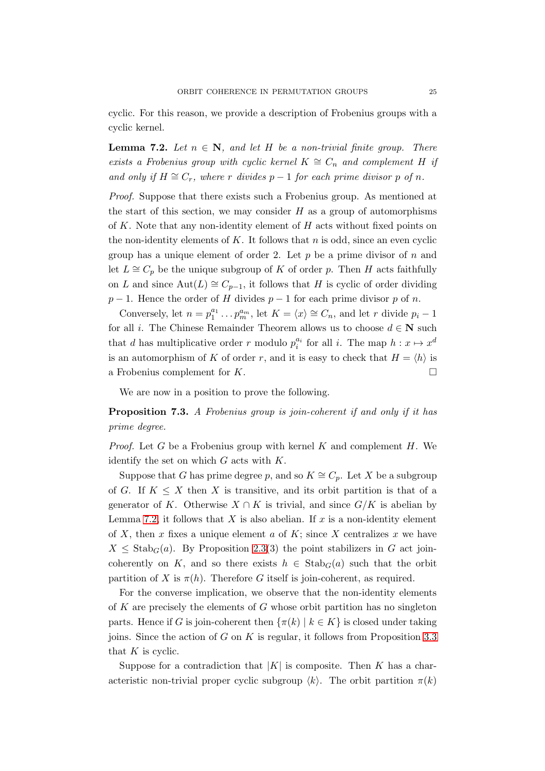cyclic. For this reason, we provide a description of Frobenius groups with a cyclic kernel.

**Lemma 7.2.** *Let $n \in \mathbf{N}$, and let $H$ be a non-trivial finite group. There exists a Frobenius group with cyclic kernel $K \cong C_n$ and complement $H$ if and only if $H \cong C_r$, where $r$ divides $p - 1$ for each prime divisor $p$ of $n$.*

*Proof.* Suppose that there exists such a Frobenius group. As mentioned at the start of this section, we may consider $H$ as a group of automorphisms of $K$. Note that any non-identity element of $H$ acts without fixed points on the non-identity elements of $K$. It follows that $n$ is odd, since an even cyclic group has a unique element of order 2. Let $p$ be a prime divisor of $n$ and let $L \cong C_p$ be the unique subgroup of $K$ of order $p$. Then $H$ acts faithfully on $L$ and since $\mathrm{Aut}(L) \cong C_{p-1}$, it follows that $H$ is cyclic of order dividing $p - 1$. Hence the order of $H$ divides $p - 1$ for each prime divisor $p$ of $n$.

Conversely, let $n = p_1^{a_1} \dots p_m^{a_m}$, let $K = \langle x \rangle \cong C_n$, and let $r$ divide $p_i - 1$ for all $i$. The Chinese Remainder Theorem allows us to choose $d \in \mathbf{N}$ such that $d$ has multiplicative order $r$ modulo $p_i^{a_i}$ for all $i$. The map $h : x \mapsto x^d$ is an automorphism of $K$ of order $r$, and it is easy to check that $H = \langle h \rangle$ is a Frobenius complement for $K$. □

We are now in a position to prove the following.

**Proposition 7.3.** *A Frobenius group is join-coherent if and only if it has prime degree.*

*Proof.* Let $G$ be a Frobenius group with kernel $K$ and complement $H$. We identify the set on which $G$ acts with $K$.

Suppose that $G$ has prime degree $p$, and so $K \cong C_p$. Let $X$ be a subgroup of $G$. If $K \leq X$ then $X$ is transitive, and its orbit partition is that of a generator of $K$. Otherwise $X \cap K$ is trivial, and since $G/K$ is abelian by Lemma 7.2, it follows that $X$ is also abelian. If $x$ is a non-identity element of $X$, then $x$ fixes a unique element $a$ of $K$; since $X$ centralizes $x$ we have $X \leq \mathrm{Stab}_G(a)$. By Proposition 2.3(3) the point stabilizers in $G$ act join-coherently on $K$, and so there exists $h \in \mathrm{Stab}_G(a)$ such that the orbit partition of $X$ is $\pi(h)$. Therefore $G$ itself is join-coherent, as required.

For the converse implication, we observe that the non-identity elements of $K$ are precisely the elements of $G$ whose orbit partition has no singleton parts. Hence if $G$ is join-coherent then $\{\pi(k) \mid k \in K\}$ is closed under taking joins. Since the action of $G$ on $K$ is regular, it follows from Proposition 3.3 that $K$ is cyclic.

Suppose for a contradiction that $|K|$ is composite. Then $K$ has a characteristic non-trivial proper cyclic subgroup $\langle k \rangle$. The orbit partition $\pi(k)$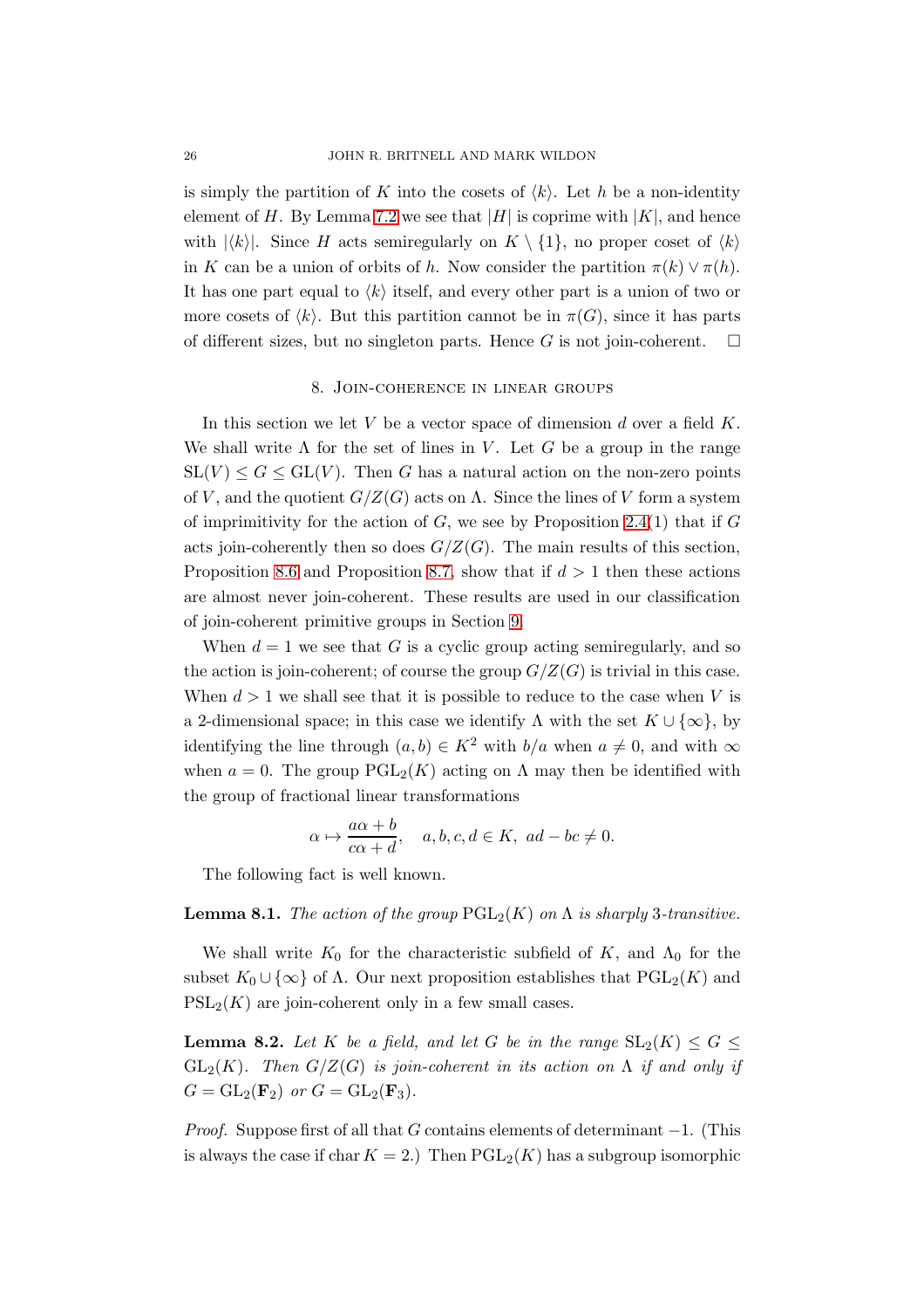is simply the partition of $K$ into the cosets of $\langle k \rangle$. Let $h$ be a non-identity element of $H$. By Lemma 7.2 we see that $|H|$ is coprime with $|K|$, and hence with $|\langle k \rangle|$. Since $H$ acts semiregularly on $K \setminus \{1\}$, no proper coset of $\langle k \rangle$ in $K$ can be a union of orbits of $h$. Now consider the partition $\pi(k) \vee \pi(h)$. It has one part equal to $\langle k \rangle$ itself, and every other part is a union of two or more cosets of $\langle k \rangle$. But this partition cannot be in $\pi(G)$, since it has parts of different sizes, but no singleton parts. Hence $G$ is not join-coherent. $\square$

## 8. Join-coherence in linear groups

In this section we let $V$ be a vector space of dimension $d$ over a field $K$. We shall write $\Lambda$ for the set of lines in $V$. Let $G$ be a group in the range $\mathrm{SL}(V) \leq G \leq \mathrm{GL}(V)$. Then $G$ has a natural action on the non-zero points of $V$, and the quotient $G/Z(G)$ acts on $\Lambda$. Since the lines of $V$ form a system of imprimitivity for the action of $G$, we see by Proposition 2.4(1) that if $G$ acts join-coherently then so does $G/Z(G)$. The main results of this section, Proposition 8.6 and Proposition 8.7, show that if $d > 1$ then these actions are almost never join-coherent. These results are used in our classification of join-coherent primitive groups in Section 9.

When $d = 1$ we see that $G$ is a cyclic group acting semiregularly, and so the action is join-coherent; of course the group $G/Z(G)$ is trivial in this case. When $d > 1$ we shall see that it is possible to reduce to the case when $V$ is a 2-dimensional space; in this case we identify $\Lambda$ with the set $K \cup \{\infty\}$, by identifying the line through $(a, b) \in K^2$ with $b/a$ when $a \neq 0$, and with $\infty$ when $a = 0$. The group $\mathrm{PGL}_2(K)$ acting on $\Lambda$ may then be identified with the group of fractional linear transformations

$$\alpha \mapsto \frac{a\alpha + b}{c\alpha + d}, \quad a, b, c, d \in K,\ ad - bc \neq 0.$$

The following fact is well known.

**Lemma 8.1.** *The action of the group $\mathrm{PGL}_2(K)$ on $\Lambda$ is sharply 3-transitive.*

We shall write $K_0$ for the characteristic subfield of $K$, and $\Lambda_0$ for the subset $K_0 \cup \{\infty\}$ of $\Lambda$. Our next proposition establishes that $\mathrm{PGL}_2(K)$ and $\mathrm{PSL}_2(K)$ are join-coherent only in a few small cases.

**Lemma 8.2.** *Let $K$ be a field, and let $G$ be in the range $\mathrm{SL}_2(K) \leq G \leq \mathrm{GL}_2(K)$. Then $G/Z(G)$ is join-coherent in its action on $\Lambda$ if and only if $G = \mathrm{GL}_2(\mathbf{F}_2)$ or $G = \mathrm{GL}_2(\mathbf{F}_3)$.*

*Proof.* Suppose first of all that $G$ contains elements of determinant $-1$. (This is always the case if $\operatorname{char} K = 2$.) Then $\mathrm{PGL}_2(K)$ has a subgroup isomorphic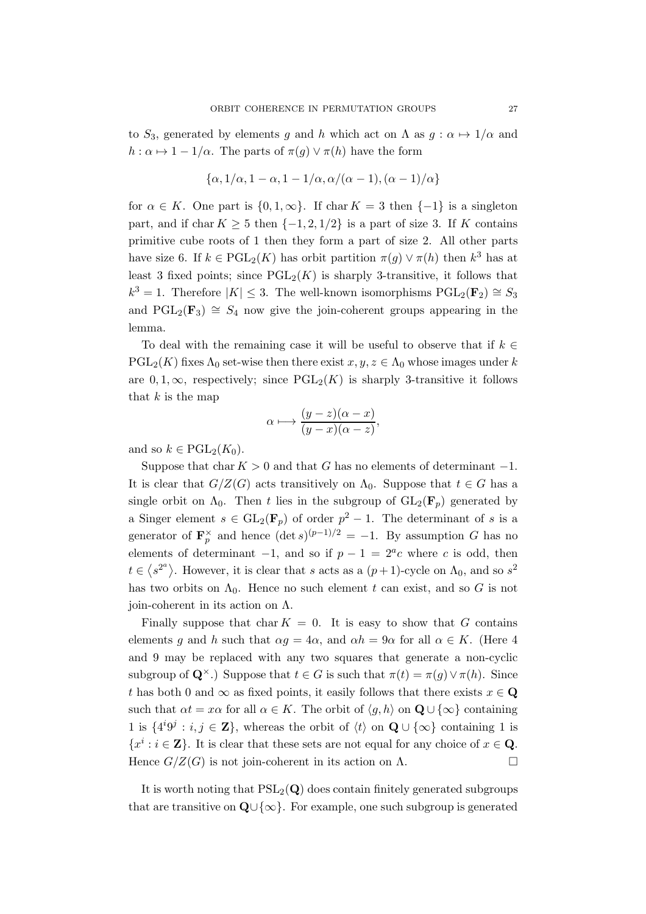to $S_3$, generated by elements $g$ and $h$ which act on $\Lambda$ as $g : \alpha \mapsto 1/\alpha$ and $h : \alpha \mapsto 1 - 1/\alpha$. The parts of $\pi(g) \vee \pi(h)$ have the form

$$\{\alpha, 1/\alpha, 1-\alpha, 1-1/\alpha, \alpha/(\alpha-1), (\alpha-1)/\alpha\}$$

for $\alpha \in K$. One part is $\{0, 1, \infty\}$. If $\operatorname{char} K = 3$ then $\{-1\}$ is a singleton part, and if $\operatorname{char} K \geq 5$ then $\{-1, 2, 1/2\}$ is a part of size 3. If $K$ contains primitive cube roots of 1 then they form a part of size 2. All other parts have size 6. If $k \in \mathrm{PGL}_2(K)$ has orbit partition $\pi(g) \vee \pi(h)$ then $k^3$ has at least 3 fixed points; since $\mathrm{PGL}_2(K)$ is sharply 3-transitive, it follows that $k^3 = 1$. Therefore $|K| \leq 3$. The well-known isomorphisms $\mathrm{PGL}_2(\mathbf{F}_2) \cong S_3$ and $\mathrm{PGL}_2(\mathbf{F}_3) \cong S_4$ now give the join-coherent groups appearing in the lemma.

To deal with the remaining case it will be useful to observe that if $k \in \mathrm{PGL}_2(K)$ fixes $\Lambda_0$ set-wise then there exist $x, y, z \in \Lambda_0$ whose images under $k$ are $0, 1, \infty$, respectively; since $\mathrm{PGL}_2(K)$ is sharply 3-transitive it follows that $k$ is the map

$$\alpha \longmapsto \frac{(y-z)(\alpha - x)}{(y-x)(\alpha - z)},$$

and so $k \in \mathrm{PGL}_2(K_0)$.

Suppose that $\operatorname{char} K > 0$ and that $G$ has no elements of determinant $-1$. It is clear that $G/Z(G)$ acts transitively on $\Lambda_0$. Suppose that $t \in G$ has a single orbit on $\Lambda_0$. Then $t$ lies in the subgroup of $\mathrm{GL}_2(\mathbf{F}_p)$ generated by a Singer element $s \in \mathrm{GL}_2(\mathbf{F}_p)$ of order $p^2 - 1$. The determinant of $s$ is a generator of $\mathbf{F}_p^\times$ and hence $(\det s)^{(p-1)/2} = -1$. By assumption $G$ has no elements of determinant $-1$, and so if $p - 1 = 2^a c$ where $c$ is odd, then $t \in \langle s^{2^a} \rangle$. However, it is clear that $s$ acts as a $(p+1)$-cycle on $\Lambda_0$, and so $s^2$ has two orbits on $\Lambda_0$. Hence no such element $t$ can exist, and so $G$ is not join-coherent in its action on $\Lambda$.

Finally suppose that $\operatorname{char} K = 0$. It is easy to show that $G$ contains elements $g$ and $h$ such that $\alpha g = 4\alpha$, and $\alpha h = 9\alpha$ for all $\alpha \in K$. (Here 4 and 9 may be replaced with any two squares that generate a non-cyclic subgroup of $\mathbf{Q}^\times$.) Suppose that $t \in G$ is such that $\pi(t) = \pi(g) \vee \pi(h)$. Since $t$ has both 0 and $\infty$ as fixed points, it easily follows that there exists $x \in \mathbf{Q}$ such that $\alpha t = x\alpha$ for all $\alpha \in K$. The orbit of $\langle g, h \rangle$ on $\mathbf{Q} \cup \{\infty\}$ containing 1 is $\{4^i 9^j : i, j \in \mathbf{Z}\}$, whereas the orbit of $\langle t \rangle$ on $\mathbf{Q} \cup \{\infty\}$ containing 1 is $\{x^i : i \in \mathbf{Z}\}$. It is clear that these sets are not equal for any choice of $x \in \mathbf{Q}$. Hence $G/Z(G)$ is not join-coherent in its action on $\Lambda$. $\square$

It is worth noting that $\mathrm{PSL}_2(\mathbf{Q})$ does contain finitely generated subgroups that are transitive on $\mathbf{Q} \cup \{\infty\}$. For example, one such subgroup is generated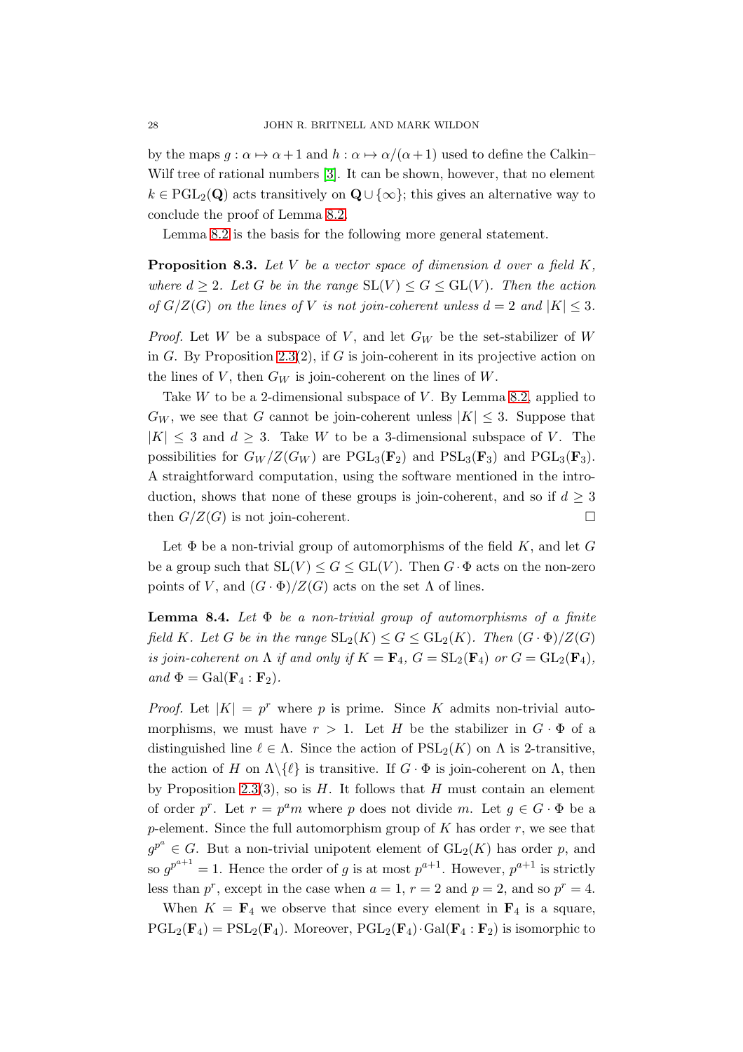by the maps $g : \alpha \mapsto \alpha + 1$ and $h : \alpha \mapsto \alpha/(\alpha+1)$ used to define the Calkin–Wilf tree of rational numbers [3]. It can be shown, however, that no element $k \in \mathrm{PGL}_2(\mathbf{Q})$ acts transitively on $\mathbf{Q} \cup \{\infty\}$; this gives an alternative way to conclude the proof of Lemma 8.2.

Lemma 8.2 is the basis for the following more general statement.

**Proposition 8.3.** *Let $V$ be a vector space of dimension $d$ over a field $K$, where $d \geq 2$. Let $G$ be in the range $\mathrm{SL}(V) \leq G \leq \mathrm{GL}(V)$. Then the action of $G/Z(G)$ on the lines of $V$ is not join-coherent unless $d = 2$ and $|K| \leq 3$.*

*Proof.* Let $W$ be a subspace of $V$, and let $G_W$ be the set-stabilizer of $W$ in $G$. By Proposition 2.3(2), if $G$ is join-coherent in its projective action on the lines of $V$, then $G_W$ is join-coherent on the lines of $W$.

Take $W$ to be a 2-dimensional subspace of $V$. By Lemma 8.2, applied to $G_W$, we see that $G$ cannot be join-coherent unless $|K| \leq 3$. Suppose that $|K| \leq 3$ and $d \geq 3$. Take $W$ to be a 3-dimensional subspace of $V$. The possibilities for $G_W/Z(G_W)$ are $\mathrm{PGL}_3(\mathbf{F}_2)$ and $\mathrm{PSL}_3(\mathbf{F}_3)$ and $\mathrm{PGL}_3(\mathbf{F}_3)$. A straightforward computation, using the software mentioned in the introduction, shows that none of these groups is join-coherent, and so if $d \geq 3$ then $G/Z(G)$ is not join-coherent. $\square$

Let $\Phi$ be a non-trivial group of automorphisms of the field $K$, and let $G$ be a group such that $\mathrm{SL}(V) \leq G \leq \mathrm{GL}(V)$. Then $G \cdot \Phi$ acts on the non-zero points of $V$, and $(G \cdot \Phi)/Z(G)$ acts on the set $\Lambda$ of lines.

**Lemma 8.4.** *Let $\Phi$ be a non-trivial group of automorphisms of a finite field $K$. Let $G$ be in the range $\mathrm{SL}_2(K) \leq G \leq \mathrm{GL}_2(K)$. Then $(G \cdot \Phi)/Z(G)$ is join-coherent on $\Lambda$ if and only if $K = \mathbf{F}_4$, $G = \mathrm{SL}_2(\mathbf{F}_4)$ or $G = \mathrm{GL}_2(\mathbf{F}_4)$, and $\Phi = \mathrm{Gal}(\mathbf{F}_4 : \mathbf{F}_2)$.*

*Proof.* Let $|K| = p^r$ where $p$ is prime. Since $K$ admits non-trivial automorphisms, we must have $r > 1$. Let $H$ be the stabilizer in $G \cdot \Phi$ of a distinguished line $\ell \in \Lambda$. Since the action of $\mathrm{PSL}_2(K)$ on $\Lambda$ is 2-transitive, the action of $H$ on $\Lambda \backslash \{\ell\}$ is transitive. If $G \cdot \Phi$ is join-coherent on $\Lambda$, then by Proposition 2.3(3), so is $H$. It follows that $H$ must contain an element of order $p^r$. Let $r = p^a m$ where $p$ does not divide $m$. Let $g \in G \cdot \Phi$ be a $p$-element. Since the full automorphism group of $K$ has order $r$, we see that $g^{p^a} \in G$. But a non-trivial unipotent element of $\mathrm{GL}_2(K)$ has order $p$, and so $g^{p^{a+1}} = 1$. Hence the order of $g$ is at most $p^{a+1}$. However, $p^{a+1}$ is strictly less than $p^r$, except in the case when $a = 1$, $r = 2$ and $p = 2$, and so $p^r = 4$.

When $K = \mathbf{F}_4$ we observe that since every element in $\mathbf{F}_4$ is a square, $\mathrm{PGL}_2(\mathbf{F}_4) = \mathrm{PSL}_2(\mathbf{F}_4)$. Moreover, $\mathrm{PGL}_2(\mathbf{F}_4) \cdot \mathrm{Gal}(\mathbf{F}_4 : \mathbf{F}_2)$ is isomorphic to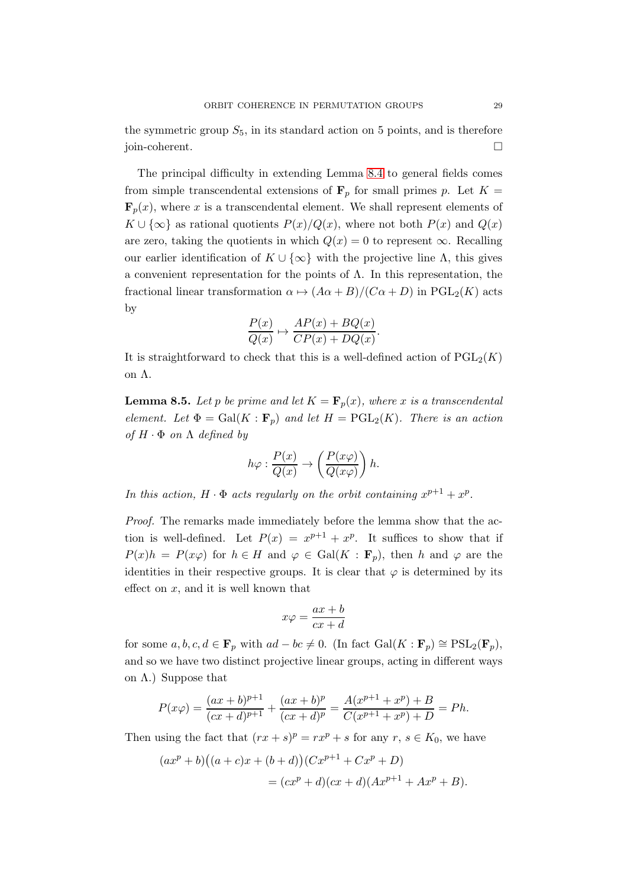the symmetric group $S_5$, in its standard action on 5 points, and is therefore join-coherent. □

The principal difficulty in extending Lemma 8.4 to general fields comes from simple transcendental extensions of $\mathbf{F}_p$ for small primes $p$. Let $K = \mathbf{F}_p(x)$, where $x$ is a transcendental element. We shall represent elements of $K \cup \{\infty\}$ as rational quotients $P(x)/Q(x)$, where not both $P(x)$ and $Q(x)$ are zero, taking the quotients in which $Q(x) = 0$ to represent $\infty$. Recalling our earlier identification of $K \cup \{\infty\}$ with the projective line $\Lambda$, this gives a convenient representation for the points of $\Lambda$. In this representation, the fractional linear transformation $\alpha \mapsto (A\alpha + B)/(C\alpha + D)$ in $\mathrm{PGL}_2(K)$ acts by

$$\frac{P(x)}{Q(x)} \mapsto \frac{AP(x) + BQ(x)}{CP(x) + DQ(x)}.$$

It is straightforward to check that this is a well-defined action of $\mathrm{PGL}_2(K)$ on $\Lambda$.

**Lemma 8.5.** *Let $p$ be prime and let $K = \mathbf{F}_p(x)$, where $x$ is a transcendental element. Let $\Phi = \mathrm{Gal}(K : \mathbf{F}_p)$ and let $H = \mathrm{PGL}_2(K)$. There is an action of $H \cdot \Phi$ on $\Lambda$ defined by*

$$h\varphi : \frac{P(x)}{Q(x)} \to \left(\frac{P(x\varphi)}{Q(x\varphi)}\right) h.$$

*In this action, $H \cdot \Phi$ acts regularly on the orbit containing $x^{p+1} + x^p$.*

*Proof.* The remarks made immediately before the lemma show that the action is well-defined. Let $P(x) = x^{p+1} + x^p$. It suffices to show that if $P(x)h = P(x\varphi)$ for $h \in H$ and $\varphi \in \mathrm{Gal}(K : \mathbf{F}_p)$, then $h$ and $\varphi$ are the identities in their respective groups. It is clear that $\varphi$ is determined by its effect on $x$, and it is well known that

$$x\varphi = \frac{ax + b}{cx + d}$$

for some $a, b, c, d \in \mathbf{F}_p$ with $ad - bc \neq 0$. (In fact $\mathrm{Gal}(K : \mathbf{F}_p) \cong \mathrm{PSL}_2(\mathbf{F}_p)$, and so we have two distinct projective linear groups, acting in different ways on $\Lambda$.) Suppose that

$$P(x\varphi) = \frac{(ax+b)^{p+1}}{(cx+d)^{p+1}} + \frac{(ax+b)^p}{(cx+d)^p} = \frac{A(x^{p+1} + x^p) + B}{C(x^{p+1} + x^p) + D} = Ph.$$

Then using the fact that $(rx + s)^p = rx^p + s$ for any $r$, $s \in K_0$, we have

$$\begin{aligned}(ax^p + b)\big((a + c)x + (b + d)\big)(Cx^{p+1} + Cx^p + D)& \\ = (cx^p + d)(cx + d)(Ax^{p+1} + Ax^p + B).&\end{aligned}$$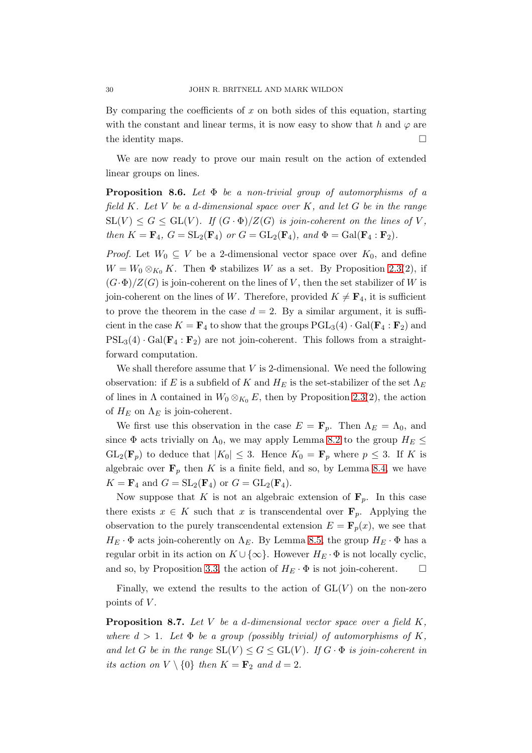By comparing the coefficients of $x$ on both sides of this equation, starting with the constant and linear terms, it is now easy to show that $h$ and $\varphi$ are the identity maps. $\square$

We are now ready to prove our main result on the action of extended linear groups on lines.

**Proposition 8.6.** *Let $\Phi$ be a non-trivial group of automorphisms of a field $K$. Let $V$ be a $d$-dimensional space over $K$, and let $G$ be in the range $\mathrm{SL}(V) \leq G \leq \mathrm{GL}(V)$. If $(G \cdot \Phi)/Z(G)$ is join-coherent on the lines of $V$, then $K = \mathbf{F}_4$, $G = \mathrm{SL}_2(\mathbf{F}_4)$ or $G = \mathrm{GL}_2(\mathbf{F}_4)$, and $\Phi = \mathrm{Gal}(\mathbf{F}_4 : \mathbf{F}_2)$.*

*Proof.* Let $W_0 \subseteq V$ be a 2-dimensional vector space over $K_0$, and define $W = W_0 \otimes_{K_0} K$. Then $\Phi$ stabilizes $W$ as a set. By Proposition 2.3(2), if $(G \cdot \Phi)/Z(G)$ is join-coherent on the lines of $V$, then the set stabilizer of $W$ is join-coherent on the lines of $W$. Therefore, provided $K \neq \mathbf{F}_4$, it is sufficient to prove the theorem in the case $d = 2$. By a similar argument, it is sufficient in the case $K = \mathbf{F}_4$ to show that the groups $\mathrm{PGL}_3(4) \cdot \mathrm{Gal}(\mathbf{F}_4 : \mathbf{F}_2)$ and $\mathrm{PSL}_3(4) \cdot \mathrm{Gal}(\mathbf{F}_4 : \mathbf{F}_2)$ are not join-coherent. This follows from a straightforward computation.

We shall therefore assume that $V$ is 2-dimensional. We need the following observation: if $E$ is a subfield of $K$ and $H_E$ is the set-stabilizer of the set $\Lambda_E$ of lines in $\Lambda$ contained in $W_0 \otimes_{K_0} E$, then by Proposition 2.3(2), the action of $H_E$ on $\Lambda_E$ is join-coherent.

We first use this observation in the case $E = \mathbf{F}_p$. Then $\Lambda_E = \Lambda_0$, and since $\Phi$ acts trivially on $\Lambda_0$, we may apply Lemma 8.2 to the group $H_E \leq \mathrm{GL}_2(\mathbf{F}_p)$ to deduce that $|K_0| \leq 3$. Hence $K_0 = \mathbf{F}_p$ where $p \leq 3$. If $K$ is algebraic over $\mathbf{F}_p$ then $K$ is a finite field, and so, by Lemma 8.4, we have $K = \mathbf{F}_4$ and $G = \mathrm{SL}_2(\mathbf{F}_4)$ or $G = \mathrm{GL}_2(\mathbf{F}_4)$.

Now suppose that $K$ is not an algebraic extension of $\mathbf{F}_p$. In this case there exists $x \in K$ such that $x$ is transcendental over $\mathbf{F}_p$. Applying the observation to the purely transcendental extension $E = \mathbf{F}_p(x)$, we see that $H_E \cdot \Phi$ acts join-coherently on $\Lambda_E$. By Lemma 8.5, the group $H_E \cdot \Phi$ has a regular orbit in its action on $K \cup \{\infty\}$. However $H_E \cdot \Phi$ is not locally cyclic, and so, by Proposition 3.3, the action of $H_E \cdot \Phi$ is not join-coherent. $\square$

Finally, we extend the results to the action of $\mathrm{GL}(V)$ on the non-zero points of $V$.

**Proposition 8.7.** *Let $V$ be a $d$-dimensional vector space over a field $K$, where $d > 1$. Let $\Phi$ be a group (possibly trivial) of automorphisms of $K$, and let $G$ be in the range $\mathrm{SL}(V) \leq G \leq \mathrm{GL}(V)$. If $G \cdot \Phi$ is join-coherent in its action on $V \setminus \{0\}$ then $K = \mathbf{F}_2$ and $d = 2$.*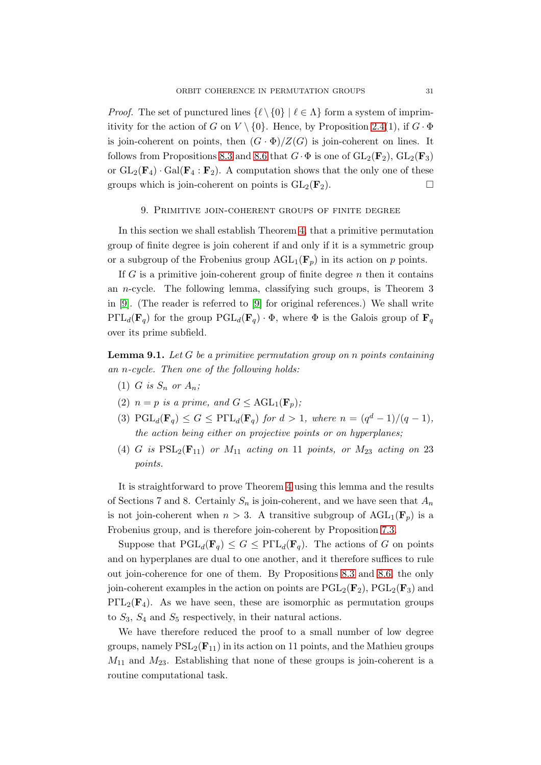*Proof.* The set of punctured lines $\{\ell \setminus \{0\} \mid \ell \in \Lambda\}$ form a system of imprimitivity for the action of $G$ on $V \setminus \{0\}$. Hence, by Proposition 2.4(1), if $G \cdot \Phi$ is join-coherent on points, then $(G \cdot \Phi)/Z(G)$ is join-coherent on lines. It follows from Propositions 8.3 and 8.6 that $G \cdot \Phi$ is one of $\mathrm{GL}_2(\mathbf{F}_2)$, $\mathrm{GL}_2(\mathbf{F}_3)$ or $\mathrm{GL}_2(\mathbf{F}_4) \cdot \mathrm{Gal}(\mathbf{F}_4 : \mathbf{F}_2)$. A computation shows that the only one of these groups which is join-coherent on points is $\mathrm{GL}_2(\mathbf{F}_2)$. □

## 9. Primitive join-coherent groups of finite degree

In this section we shall establish Theorem 4, that a primitive permutation group of finite degree is join coherent if and only if it is a symmetric group or a subgroup of the Frobenius group $\mathrm{AGL}_1(\mathbf{F}_p)$ in its action on $p$ points.

If $G$ is a primitive join-coherent group of finite degree $n$ then it contains an $n$-cycle. The following lemma, classifying such groups, is Theorem 3 in [9]. (The reader is referred to [9] for original references.) We shall write $\mathrm{P\Gamma L}_d(\mathbf{F}_q)$ for the group $\mathrm{PGL}_d(\mathbf{F}_q) \cdot \Phi$, where $\Phi$ is the Galois group of $\mathbf{F}_q$ over its prime subfield.

**Lemma 9.1.** *Let $G$ be a primitive permutation group on $n$ points containing an $n$-cycle. Then one of the following holds:*

1. *$G$ is $S_n$ or $A_n$;*
2. *$n = p$ is a prime, and $G \leq \mathrm{AGL}_1(\mathbf{F}_p)$;*
3. *$\mathrm{PGL}_d(\mathbf{F}_q) \leq G \leq \mathrm{P\Gamma L}_d(\mathbf{F}_q)$ for $d > 1$, where $n = (q^d - 1)/(q - 1)$, the action being either on projective points or on hyperplanes;*
4. *$G$ is $\mathrm{PSL}_2(\mathbf{F}_{11})$ or $M_{11}$ acting on 11 points, or $M_{23}$ acting on 23 points.*

It is straightforward to prove Theorem 4 using this lemma and the results of Sections 7 and 8. Certainly $S_n$ is join-coherent, and we have seen that $A_n$ is not join-coherent when $n > 3$. A transitive subgroup of $\mathrm{AGL}_1(\mathbf{F}_p)$ is a Frobenius group, and is therefore join-coherent by Proposition 7.3.

Suppose that $\mathrm{PGL}_d(\mathbf{F}_q) \leq G \leq \mathrm{P\Gamma L}_d(\mathbf{F}_q)$. The actions of $G$ on points and on hyperplanes are dual to one another, and it therefore suffices to rule out join-coherence for one of them. By Propositions 8.3 and 8.6, the only join-coherent examples in the action on points are $\mathrm{PGL}_2(\mathbf{F}_2)$, $\mathrm{PGL}_2(\mathbf{F}_3)$ and $\mathrm{P\Gamma L}_2(\mathbf{F}_4)$. As we have seen, these are isomorphic as permutation groups to $S_3$, $S_4$ and $S_5$ respectively, in their natural actions.

We have therefore reduced the proof to a small number of low degree groups, namely $\mathrm{PSL}_2(\mathbf{F}_{11})$ in its action on 11 points, and the Mathieu groups $M_{11}$ and $M_{23}$. Establishing that none of these groups is join-coherent is a routine computational task.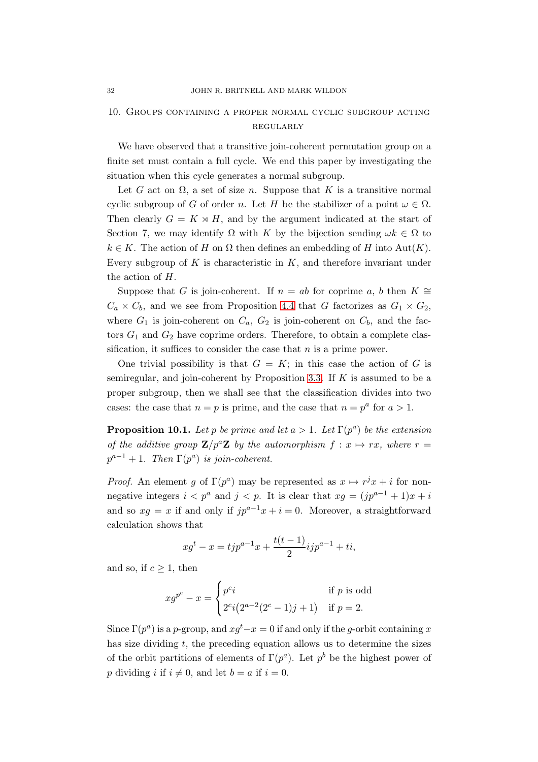## 10. Groups containing a proper normal cyclic subgroup acting regularly

We have observed that a transitive join-coherent permutation group on a finite set must contain a full cycle. We end this paper by investigating the situation when this cycle generates a normal subgroup.

Let $G$ act on $\Omega$, a set of size $n$. Suppose that $K$ is a transitive normal cyclic subgroup of $G$ of order $n$. Let $H$ be the stabilizer of a point $\omega \in \Omega$. Then clearly $G = K \rtimes H$, and by the argument indicated at the start of Section 7, we may identify $\Omega$ with $K$ by the bijection sending $\omega k \in \Omega$ to $k \in K$. The action of $H$ on $\Omega$ then defines an embedding of $H$ into $\mathrm{Aut}(K)$. Every subgroup of $K$ is characteristic in $K$, and therefore invariant under the action of $H$.

Suppose that $G$ is join-coherent. If $n = ab$ for coprime $a$, $b$ then $K \cong C_a \times C_b$, and we see from Proposition 4.4 that $G$ factorizes as $G_1 \times G_2$, where $G_1$ is join-coherent on $C_a$, $G_2$ is join-coherent on $C_b$, and the factors $G_1$ and $G_2$ have coprime orders. Therefore, to obtain a complete classification, it suffices to consider the case that $n$ is a prime power.

One trivial possibility is that $G = K$; in this case the action of $G$ is semiregular, and join-coherent by Proposition 3.3. If $K$ is assumed to be a proper subgroup, then we shall see that the classification divides into two cases: the case that $n = p$ is prime, and the case that $n = p^a$ for $a > 1$.

**Proposition 10.1.** *Let $p$ be prime and let $a > 1$. Let $\Gamma(p^a)$ be the extension of the additive group $\mathbf{Z}/p^a\mathbf{Z}$ by the automorphism $f : x \mapsto rx$, where $r = p^{a-1} + 1$. Then $\Gamma(p^a)$ is join-coherent.*

*Proof.* An element $g$ of $\Gamma(p^a)$ may be represented as $x \mapsto r^j x + i$ for non-negative integers $i < p^a$ and $j < p$. It is clear that $xg = (jp^{a-1} + 1)x + i$ and so $xg = x$ if and only if $jp^{a-1}x + i = 0$. Moreover, a straightforward calculation shows that

$$xg^t - x = tjp^{a-1}x + \frac{t(t-1)}{2}ijp^{a-1} + ti,$$

and so, if $c \geq 1$, then

$$xg^{p^c} - x = \begin{cases} p^c i & \text{if } p \text{ is odd} \\ 2^c i\big(2^{a-2}(2^c - 1)j + 1\big) & \text{if } p = 2. \end{cases}$$

Since $\Gamma(p^a)$ is a $p$-group, and $xg^t - x = 0$ if and only if the $g$-orbit containing $x$ has size dividing $t$, the preceding equation allows us to determine the sizes of the orbit partitions of elements of $\Gamma(p^a)$. Let $p^b$ be the highest power of $p$ dividing $i$ if $i \neq 0$, and let $b = a$ if $i = 0$.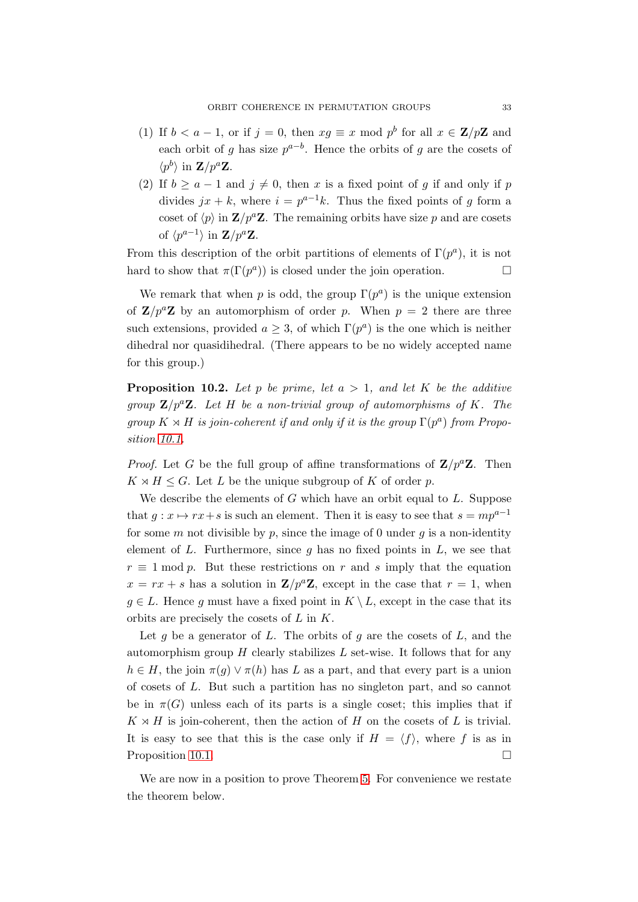(1) If $b < a-1$, or if $j = 0$, then $xg \equiv x \bmod p^b$ for all $x \in \mathbf{Z}/p\mathbf{Z}$ and each orbit of $g$ has size $p^{a-b}$. Hence the orbits of $g$ are the cosets of $\langle p^b \rangle$ in $\mathbf{Z}/p^a\mathbf{Z}$.

(2) If $b \geq a-1$ and $j \neq 0$, then $x$ is a fixed point of $g$ if and only if $p$ divides $jx + k$, where $i = p^{a-1}k$. Thus the fixed points of $g$ form a coset of $\langle p \rangle$ in $\mathbf{Z}/p^a\mathbf{Z}$. The remaining orbits have size $p$ and are cosets of $\langle p^{a-1} \rangle$ in $\mathbf{Z}/p^a\mathbf{Z}$.

From this description of the orbit partitions of elements of $\Gamma(p^a)$, it is not hard to show that $\pi(\Gamma(p^a))$ is closed under the join operation. □

We remark that when $p$ is odd, the group $\Gamma(p^a)$ is the unique extension of $\mathbf{Z}/p^a\mathbf{Z}$ by an automorphism of order $p$. When $p = 2$ there are three such extensions, provided $a \geq 3$, of which $\Gamma(p^a)$ is the one which is neither dihedral nor quasidihedral. (There appears to be no widely accepted name for this group.)

**Proposition 10.2.** *Let $p$ be prime, let $a > 1$, and let $K$ be the additive group $\mathbf{Z}/p^a\mathbf{Z}$. Let $H$ be a non-trivial group of automorphisms of $K$. The group $K \rtimes H$ is join-coherent if and only if it is the group $\Gamma(p^a)$ from Proposition 10.1.*

*Proof.* Let $G$ be the full group of affine transformations of $\mathbf{Z}/p^a\mathbf{Z}$. Then $K \rtimes H \leq G$. Let $L$ be the unique subgroup of $K$ of order $p$.

We describe the elements of $G$ which have an orbit equal to $L$. Suppose that $g : x \mapsto rx + s$ is such an element. Then it is easy to see that $s = mp^{a-1}$ for some $m$ not divisible by $p$, since the image of 0 under $g$ is a non-identity element of $L$. Furthermore, since $g$ has no fixed points in $L$, we see that $r \equiv 1 \bmod p$. But these restrictions on $r$ and $s$ imply that the equation $x = rx + s$ has a solution in $\mathbf{Z}/p^a\mathbf{Z}$, except in the case that $r = 1$, when $g \in L$. Hence $g$ must have a fixed point in $K \setminus L$, except in the case that its orbits are precisely the cosets of $L$ in $K$.

Let $g$ be a generator of $L$. The orbits of $g$ are the cosets of $L$, and the automorphism group $H$ clearly stabilizes $L$ set-wise. It follows that for any $h \in H$, the join $\pi(g) \vee \pi(h)$ has $L$ as a part, and that every part is a union of cosets of $L$. But such a partition has no singleton part, and so cannot be in $\pi(G)$ unless each of its parts is a single coset; this implies that if $K \rtimes H$ is join-coherent, then the action of $H$ on the cosets of $L$ is trivial. It is easy to see that this is the case only if $H = \langle f \rangle$, where $f$ is as in Proposition 10.1. □

We are now in a position to prove Theorem 5. For convenience we restate the theorem below.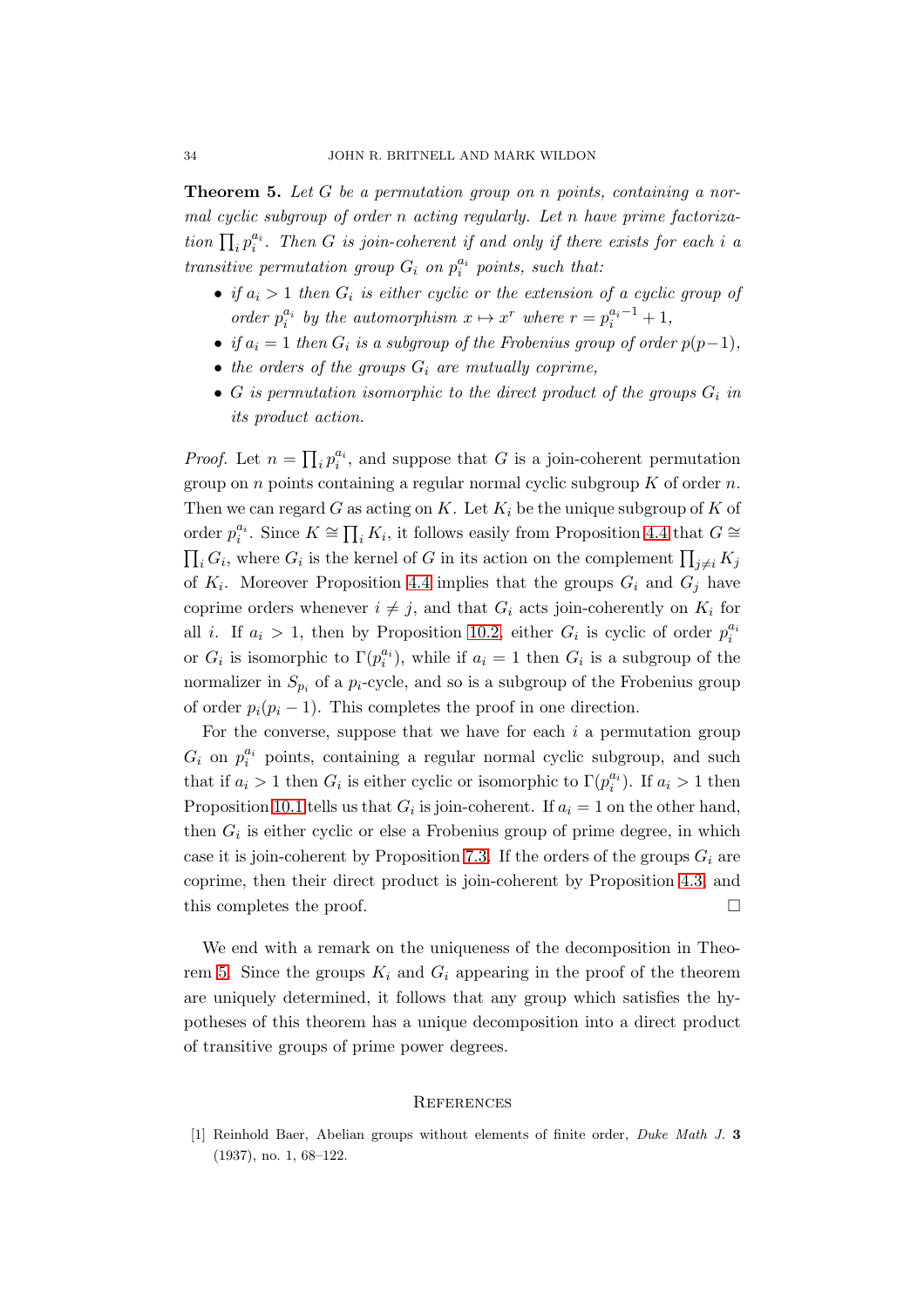**Theorem 5.** *Let $G$ be a permutation group on $n$ points, containing a normal cyclic subgroup of order $n$ acting regularly. Let $n$ have prime factorization $\prod_i p_i^{a_i}$. Then $G$ is join-coherent if and only if there exists for each $i$ a transitive permutation group $G_i$ on $p_i^{a_i}$ points, such that:*

- *if $a_i > 1$ then $G_i$ is either cyclic or the extension of a cyclic group of order $p_i^{a_i}$ by the automorphism $x \mapsto x^r$ where $r = p_i^{a_i-1} + 1$,*
- *if $a_i = 1$ then $G_i$ is a subgroup of the Frobenius group of order $p(p-1)$,*
- *the orders of the groups $G_i$ are mutually coprime,*
- *$G$ is permutation isomorphic to the direct product of the groups $G_i$ in its product action.*

*Proof.* Let $n = \prod_i p_i^{a_i}$, and suppose that $G$ is a join-coherent permutation group on $n$ points containing a regular normal cyclic subgroup $K$ of order $n$. Then we can regard $G$ as acting on $K$. Let $K_i$ be the unique subgroup of $K$ of order $p_i^{a_i}$. Since $K \cong \prod_i K_i$, it follows easily from Proposition 4.4 that $G \cong \prod_i G_i$, where $G_i$ is the kernel of $G$ in its action on the complement $\prod_{j \neq i} K_j$ of $K_i$. Moreover Proposition 4.4 implies that the groups $G_i$ and $G_j$ have coprime orders whenever $i \neq j$, and that $G_i$ acts join-coherently on $K_i$ for all $i$. If $a_i > 1$, then by Proposition 10.2, either $G_i$ is cyclic of order $p_i^{a_i}$ or $G_i$ is isomorphic to $\Gamma(p_i^{a_i})$, while if $a_i = 1$ then $G_i$ is a subgroup of the normalizer in $S_{p_i}$ of a $p_i$-cycle, and so is a subgroup of the Frobenius group of order $p_i(p_i - 1)$. This completes the proof in one direction.

For the converse, suppose that we have for each $i$ a permutation group $G_i$ on $p_i^{a_i}$ points, containing a regular normal cyclic subgroup, and such that if $a_i > 1$ then $G_i$ is either cyclic or isomorphic to $\Gamma(p_i^{a_i})$. If $a_i > 1$ then Proposition 10.1 tells us that $G_i$ is join-coherent. If $a_i = 1$ on the other hand, then $G_i$ is either cyclic or else a Frobenius group of prime degree, in which case it is join-coherent by Proposition 7.3. If the orders of the groups $G_i$ are coprime, then their direct product is join-coherent by Proposition 4.3, and this completes the proof. $\square$

We end with a remark on the uniqueness of the decomposition in Theorem 5. Since the groups $K_i$ and $G_i$ appearing in the proof of the theorem are uniquely determined, it follows that any group which satisfies the hypotheses of this theorem has a unique decomposition into a direct product of transitive groups of prime power degrees.

## References

[1] Reinhold Baer, Abelian groups without elements of finite order, *Duke Math J.* **3** (1937), no. 1, 68–122.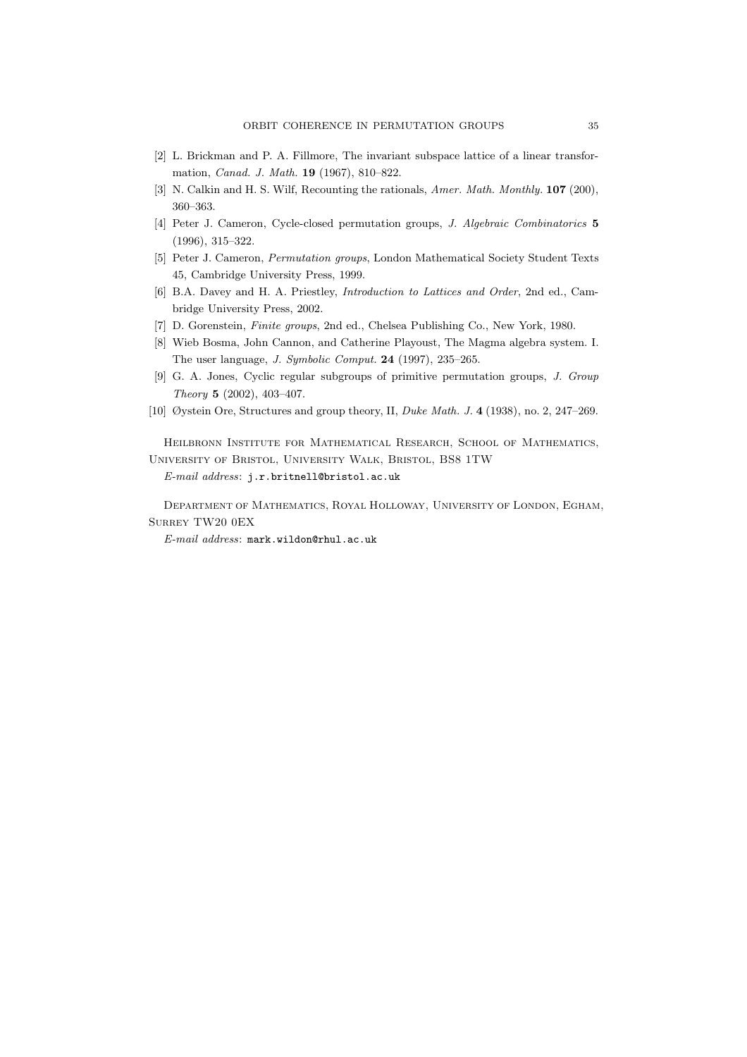[2] L. Brickman and P. A. Fillmore, The invariant subspace lattice of a linear transformation, *Canad. J. Math.* **19** (1967), 810–822.

[3] N. Calkin and H. S. Wilf, Recounting the rationals, *Amer. Math. Monthly.* **107** (200), 360–363.

[4] Peter J. Cameron, Cycle-closed permutation groups, *J. Algebraic Combinatorics* **5** (1996), 315–322.

[5] Peter J. Cameron, *Permutation groups*, London Mathematical Society Student Texts 45, Cambridge University Press, 1999.

[6] B.A. Davey and H. A. Priestley, *Introduction to Lattices and Order*, 2nd ed., Cambridge University Press, 2002.

[7] D. Gorenstein, *Finite groups*, 2nd ed., Chelsea Publishing Co., New York, 1980.

[8] Wieb Bosma, John Cannon, and Catherine Playoust, The Magma algebra system. I. The user language, *J. Symbolic Comput.* **24** (1997), 235–265.

[9] G. A. Jones, Cyclic regular subgroups of primitive permutation groups, *J. Group Theory* **5** (2002), 403–407.

[10] Øystein Ore, Structures and group theory, II, *Duke Math. J.* **4** (1938), no. 2, 247–269.

Heilbronn Institute for Mathematical Research, School of Mathematics, University of Bristol, University Walk, Bristol, BS8 1TW

*E-mail address*: `j.r.britnell@bristol.ac.uk`

Department of Mathematics, Royal Holloway, University of London, Egham, Surrey TW20 0EX

*E-mail address*: `mark.wildon@rhul.ac.uk`